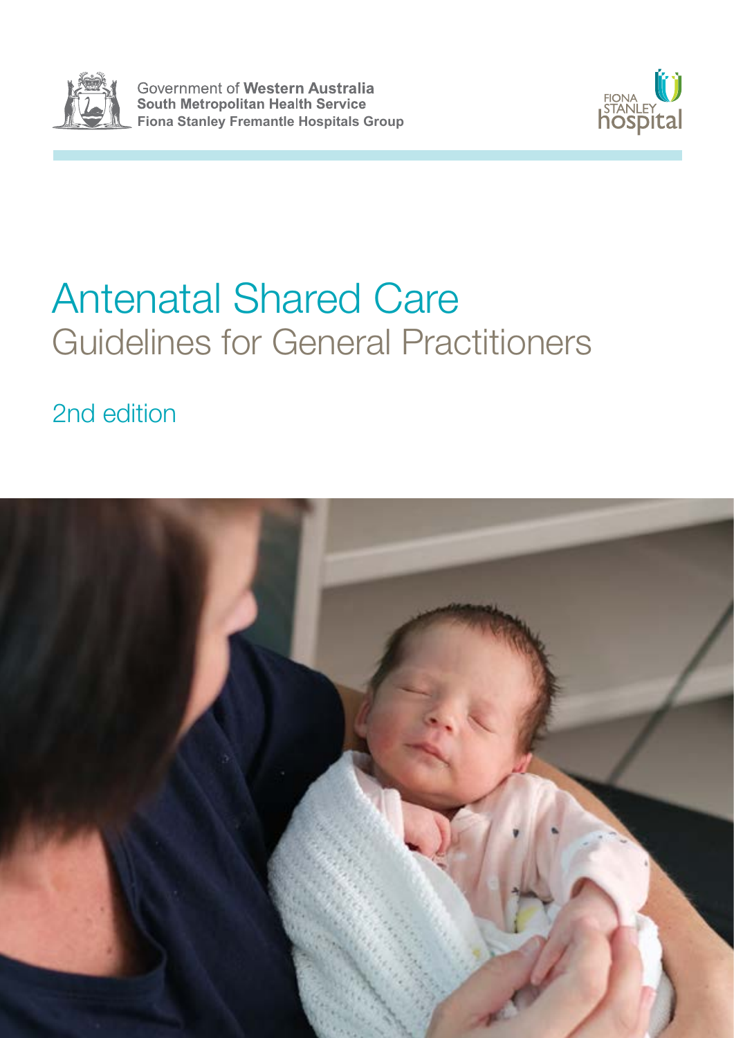Government of **Western Australia**
**South Metropolitan Health Service**
**Fiona Stanley Fremantle Hospitals Group**

FIONA STANLEY hospital

# Antenatal Shared Care

## Guidelines for General Practitioners

2nd edition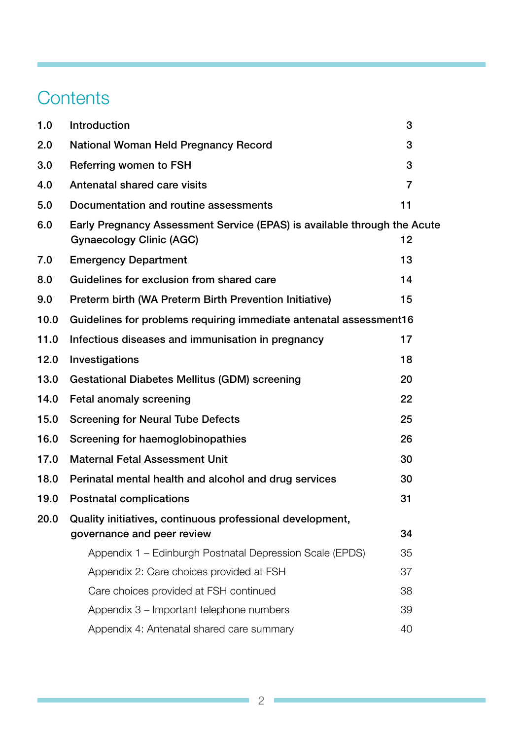# Contents

| | | |
|---|---|---|
| 1.0 | Introduction | 3 |
| 2.0 | National Woman Held Pregnancy Record | 3 |
| 3.0 | Referring women to FSH | 3 |
| 4.0 | Antenatal shared care visits | 7 |
| 5.0 | Documentation and routine assessments | 11 |
| 6.0 | Early Pregnancy Assessment Service (EPAS) is available through the Acute Gynaecology Clinic (AGC) | 12 |
| 7.0 | Emergency Department | 13 |
| 8.0 | Guidelines for exclusion from shared care | 14 |
| 9.0 | Preterm birth (WA Preterm Birth Prevention Initiative) | 15 |
| 10.0 | Guidelines for problems requiring immediate antenatal assessment | 16 |
| 11.0 | Infectious diseases and immunisation in pregnancy | 17 |
| 12.0 | Investigations | 18 |
| 13.0 | Gestational Diabetes Mellitus (GDM) screening | 20 |
| 14.0 | Fetal anomaly screening | 22 |
| 15.0 | Screening for Neural Tube Defects | 25 |
| 16.0 | Screening for haemoglobinopathies | 26 |
| 17.0 | Maternal Fetal Assessment Unit | 30 |
| 18.0 | Perinatal mental health and alcohol and drug services | 30 |
| 19.0 | Postnatal complications | 31 |
| 20.0 | Quality initiatives, continuous professional development, governance and peer review | 34 |
| | Appendix 1 – Edinburgh Postnatal Depression Scale (EPDS) | 35 |
| | Appendix 2: Care choices provided at FSH | 37 |
| | Care choices provided at FSH continued | 38 |
| | Appendix 3 – Important telephone numbers | 39 |
| | Appendix 4: Antenatal shared care summary | 40 |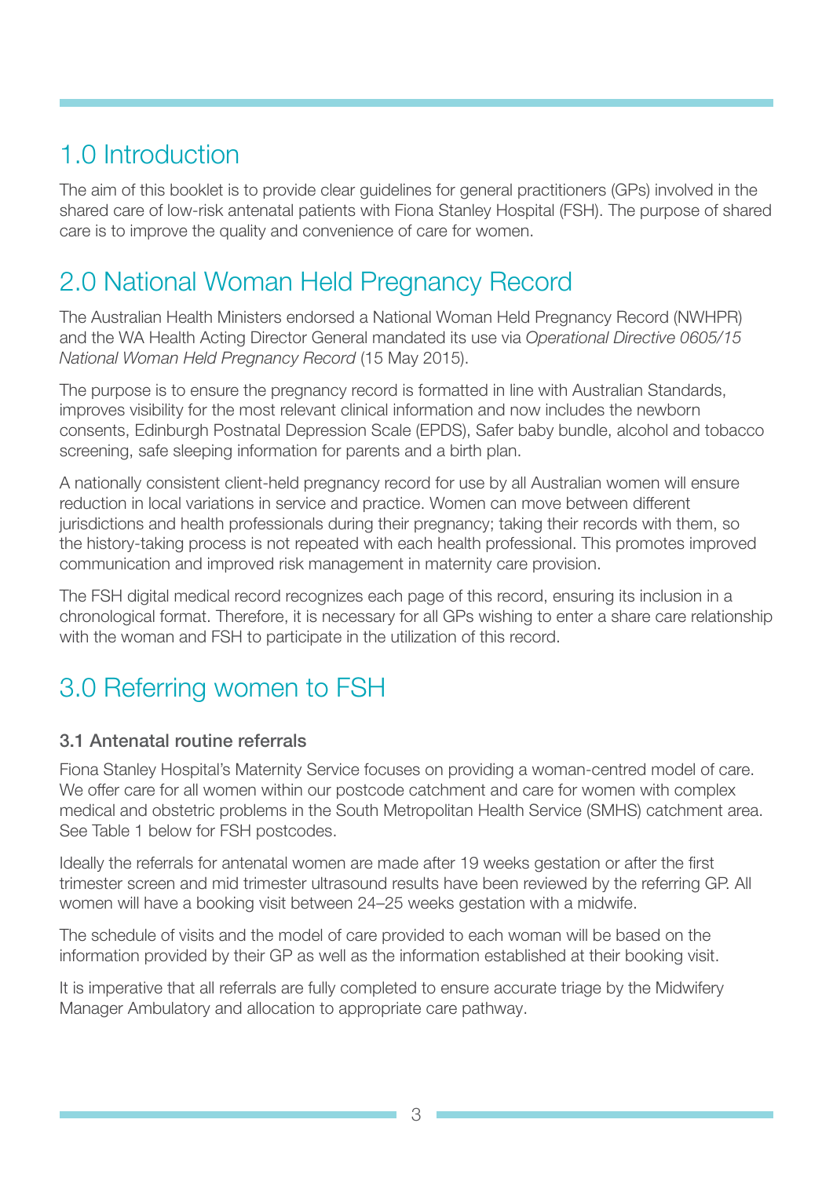# 1.0 Introduction

The aim of this booklet is to provide clear guidelines for general practitioners (GPs) involved in the shared care of low-risk antenatal patients with Fiona Stanley Hospital (FSH). The purpose of shared care is to improve the quality and convenience of care for women.

# 2.0 National Woman Held Pregnancy Record

The Australian Health Ministers endorsed a National Woman Held Pregnancy Record (NWHPR) and the WA Health Acting Director General mandated its use via *Operational Directive 0605/15 National Woman Held Pregnancy Record* (15 May 2015).

The purpose is to ensure the pregnancy record is formatted in line with Australian Standards, improves visibility for the most relevant clinical information and now includes the newborn consents, Edinburgh Postnatal Depression Scale (EPDS), Safer baby bundle, alcohol and tobacco screening, safe sleeping information for parents and a birth plan.

A nationally consistent client-held pregnancy record for use by all Australian women will ensure reduction in local variations in service and practice. Women can move between different jurisdictions and health professionals during their pregnancy; taking their records with them, so the history-taking process is not repeated with each health professional. This promotes improved communication and improved risk management in maternity care provision.

The FSH digital medical record recognizes each page of this record, ensuring its inclusion in a chronological format. Therefore, it is necessary for all GPs wishing to enter a share care relationship with the woman and FSH to participate in the utilization of this record.

# 3.0 Referring women to FSH

### 3.1 Antenatal routine referrals

Fiona Stanley Hospital's Maternity Service focuses on providing a woman-centred model of care. We offer care for all women within our postcode catchment and care for women with complex medical and obstetric problems in the South Metropolitan Health Service (SMHS) catchment area. See Table 1 below for FSH postcodes.

Ideally the referrals for antenatal women are made after 19 weeks gestation or after the first trimester screen and mid trimester ultrasound results have been reviewed by the referring GP. All women will have a booking visit between 24–25 weeks gestation with a midwife.

The schedule of visits and the model of care provided to each woman will be based on the information provided by their GP as well as the information established at their booking visit.

It is imperative that all referrals are fully completed to ensure accurate triage by the Midwifery Manager Ambulatory and allocation to appropriate care pathway.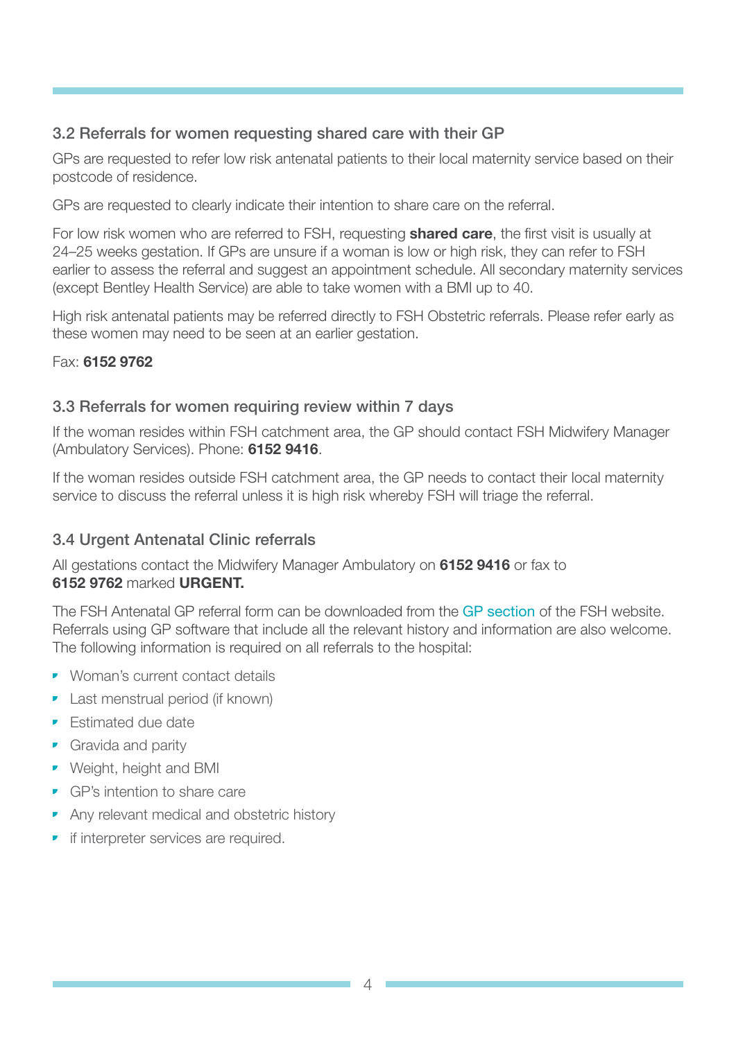### 3.2 Referrals for women requesting shared care with their GP

GPs are requested to refer low risk antenatal patients to their local maternity service based on their postcode of residence.

GPs are requested to clearly indicate their intention to share care on the referral.

For low risk women who are referred to FSH, requesting **shared care**, the first visit is usually at 24–25 weeks gestation. If GPs are unsure if a woman is low or high risk, they can refer to FSH earlier to assess the referral and suggest an appointment schedule. All secondary maternity services (except Bentley Health Service) are able to take women with a BMI up to 40.

High risk antenatal patients may be referred directly to FSH Obstetric referrals. Please refer early as these women may need to be seen at an earlier gestation.

Fax: **6152 9762**

### 3.3 Referrals for women requiring review within 7 days

If the woman resides within FSH catchment area, the GP should contact FSH Midwifery Manager (Ambulatory Services). Phone: **6152 9416**.

If the woman resides outside FSH catchment area, the GP needs to contact their local maternity service to discuss the referral unless it is high risk whereby FSH will triage the referral.

### 3.4 Urgent Antenatal Clinic referrals

All gestations contact the Midwifery Manager Ambulatory on **6152 9416** or fax to **6152 9762** marked **URGENT.**

The FSH Antenatal GP referral form can be downloaded from the GP section of the FSH website. Referrals using GP software that include all the relevant history and information are also welcome. The following information is required on all referrals to the hospital:

- Woman's current contact details
- Last menstrual period (if known)
- Estimated due date
- Gravida and parity
- Weight, height and BMI
- GP's intention to share care
- Any relevant medical and obstetric history
- if interpreter services are required.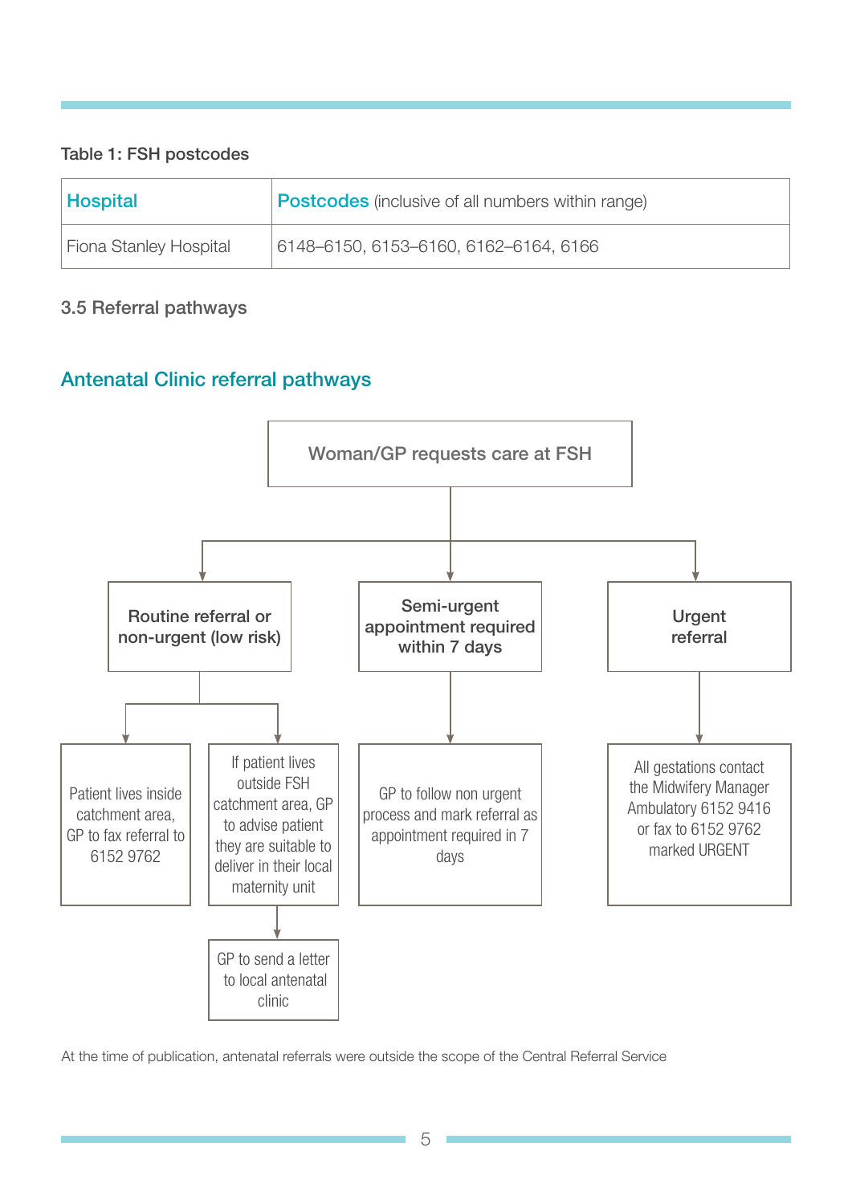**Table 1: FSH postcodes**

| Hospital | Postcodes (inclusive of all numbers within range) |
| --- | --- |
| Fiona Stanley Hospital | 6148–6150, 6153–6160, 6162–6164, 6166 |

### 3.5 Referral pathways

## Antenatal Clinic referral pathways

**Woman/GP requests care at FSH**

- **Routine referral or non-urgent (low risk)**
  - Patient lives inside catchment area, GP to fax referral to 6152 9762
  - If patient lives outside FSH catchment area, GP to advise patient they are suitable to deliver in their local maternity unit
    - GP to send a letter to local antenatal clinic
- **Semi-urgent appointment required within 7 days**
  - GP to follow non urgent process and mark referral as appointment required in 7 days
- **Urgent referral**
  - All gestations contact the Midwifery Manager Ambulatory 6152 9416 or fax to 6152 9762 marked URGENT

At the time of publication, antenatal referrals were outside the scope of the Central Referral Service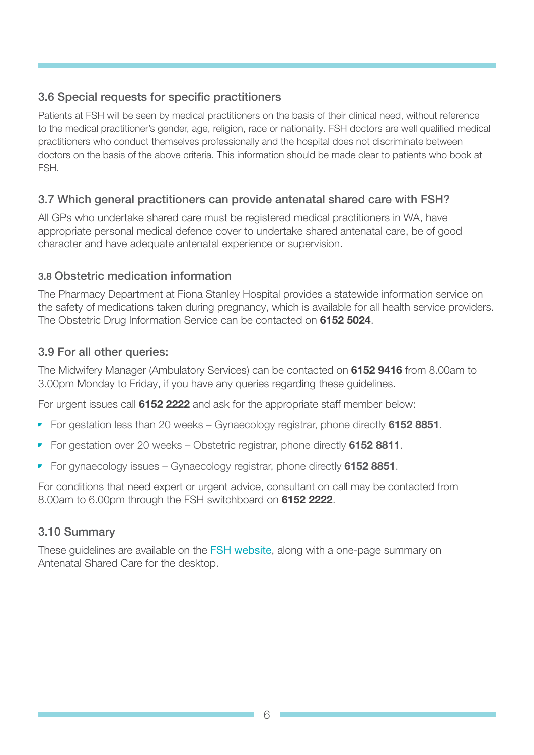### 3.6 Special requests for specific practitioners

Patients at FSH will be seen by medical practitioners on the basis of their clinical need, without reference to the medical practitioner's gender, age, religion, race or nationality. FSH doctors are well qualified medical practitioners who conduct themselves professionally and the hospital does not discriminate between doctors on the basis of the above criteria. This information should be made clear to patients who book at FSH.

### 3.7 Which general practitioners can provide antenatal shared care with FSH?

All GPs who undertake shared care must be registered medical practitioners in WA, have appropriate personal medical defence cover to undertake shared antenatal care, be of good character and have adequate antenatal experience or supervision.

### 3.8 Obstetric medication information

The Pharmacy Department at Fiona Stanley Hospital provides a statewide information service on the safety of medications taken during pregnancy, which is available for all health service providers. The Obstetric Drug Information Service can be contacted on **6152 5024**.

### 3.9 For all other queries:

The Midwifery Manager (Ambulatory Services) can be contacted on **6152 9416** from 8.00am to 3.00pm Monday to Friday, if you have any queries regarding these guidelines.

For urgent issues call **6152 2222** and ask for the appropriate staff member below:

- For gestation less than 20 weeks – Gynaecology registrar, phone directly **6152 8851**.
- For gestation over 20 weeks – Obstetric registrar, phone directly **6152 8811**.
- For gynaecology issues – Gynaecology registrar, phone directly **6152 8851**.

For conditions that need expert or urgent advice, consultant on call may be contacted from 8.00am to 6.00pm through the FSH switchboard on **6152 2222**.

### 3.10 Summary

These guidelines are available on the FSH website, along with a one-page summary on Antenatal Shared Care for the desktop.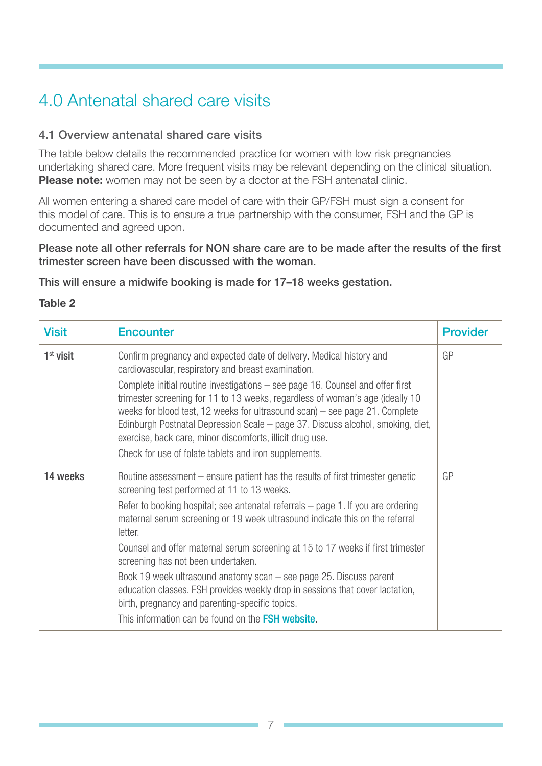# 4.0 Antenatal shared care visits

## 4.1 Overview antenatal shared care visits

The table below details the recommended practice for women with low risk pregnancies undertaking shared care. More frequent visits may be relevant depending on the clinical situation. **Please note:** women may not be seen by a doctor at the FSH antenatal clinic.

All women entering a shared care model of care with their GP/FSH must sign a consent for this model of care. This is to ensure a true partnership with the consumer, FSH and the GP is documented and agreed upon.

**Please note all other referrals for NON share care are to be made after the results of the first trimester screen have been discussed with the woman.**

**This will ensure a midwife booking is made for 17–18 weeks gestation.**

**Table 2**

| Visit | Encounter | Provider |
|---|---|---|
| **1st visit** | Confirm pregnancy and expected date of delivery. Medical history and cardiovascular, respiratory and breast examination.<br><br>Complete initial routine investigations – see page 16. Counsel and offer first trimester screening for 11 to 13 weeks, regardless of woman's age (ideally 10 weeks for blood test, 12 weeks for ultrasound scan) – see page 21. Complete Edinburgh Postnatal Depression Scale – page 37. Discuss alcohol, smoking, diet, exercise, back care, minor discomforts, illicit drug use.<br><br>Check for use of folate tablets and iron supplements. | GP |
| **14 weeks** | Routine assessment – ensure patient has the results of first trimester genetic screening test performed at 11 to 13 weeks.<br><br>Refer to booking hospital; see antenatal referrals – page 1. If you are ordering maternal serum screening or 19 week ultrasound indicate this on the referral letter.<br><br>Counsel and offer maternal serum screening at 15 to 17 weeks if first trimester screening has not been undertaken.<br><br>Book 19 week ultrasound anatomy scan – see page 25. Discuss parent education classes. FSH provides weekly drop in sessions that cover lactation, birth, pregnancy and parenting-specific topics.<br><br>This information can be found on the FSH website. | GP |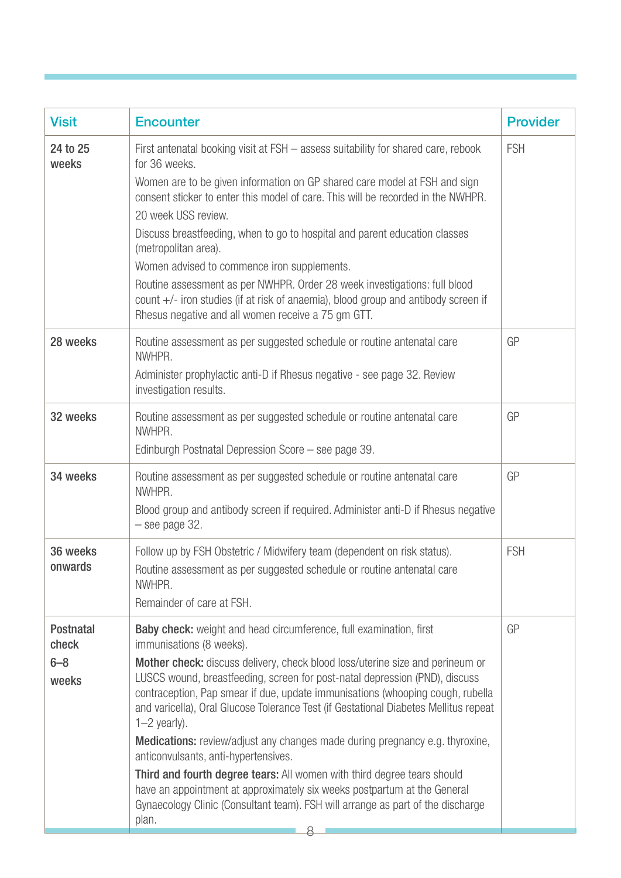| Visit | Encounter | Provider |
|---|---|---|
| 24 to 25 weeks | First antenatal booking visit at FSH – assess suitability for shared care, rebook for 36 weeks.<br>Women are to be given information on GP shared care model at FSH and sign consent sticker to enter this model of care. This will be recorded in the NWHPR.<br>20 week USS review.<br>Discuss breastfeeding, when to go to hospital and parent education classes (metropolitan area).<br>Women advised to commence iron supplements.<br>Routine assessment as per NWHPR. Order 28 week investigations: full blood count +/- iron studies (if at risk of anaemia), blood group and antibody screen if Rhesus negative and all women receive a 75 gm GTT. | FSH |
| 28 weeks | Routine assessment as per suggested schedule or routine antenatal care NWHPR.<br>Administer prophylactic anti-D if Rhesus negative - see page 32. Review investigation results. | GP |
| 32 weeks | Routine assessment as per suggested schedule or routine antenatal care NWHPR.<br>Edinburgh Postnatal Depression Score – see page 39. | GP |
| 34 weeks | Routine assessment as per suggested schedule or routine antenatal care NWHPR.<br>Blood group and antibody screen if required. Administer anti-D if Rhesus negative – see page 32. | GP |
| 36 weeks onwards | Follow up by FSH Obstetric / Midwifery team (dependent on risk status).<br>Routine assessment as per suggested schedule or routine antenatal care NWHPR.<br>Remainder of care at FSH. | FSH |
| Postnatal check 6–8 weeks | **Baby check:** weight and head circumference, full examination, first immunisations (8 weeks).<br>**Mother check:** discuss delivery, check blood loss/uterine size and perineum or LUSCS wound, breastfeeding, screen for post-natal depression (PND), discuss contraception, Pap smear if due, update immunisations (whooping cough, rubella and varicella), Oral Glucose Tolerance Test (if Gestational Diabetes Mellitus repeat 1–2 yearly).<br>**Medications:** review/adjust any changes made during pregnancy e.g. thyroxine, anticonvulsants, anti-hypertensives.<br>**Third and fourth degree tears:** All women with third degree tears should have an appointment at approximately six weeks postpartum at the General Gynaecology Clinic (Consultant team). FSH will arrange as part of the discharge plan. | GP |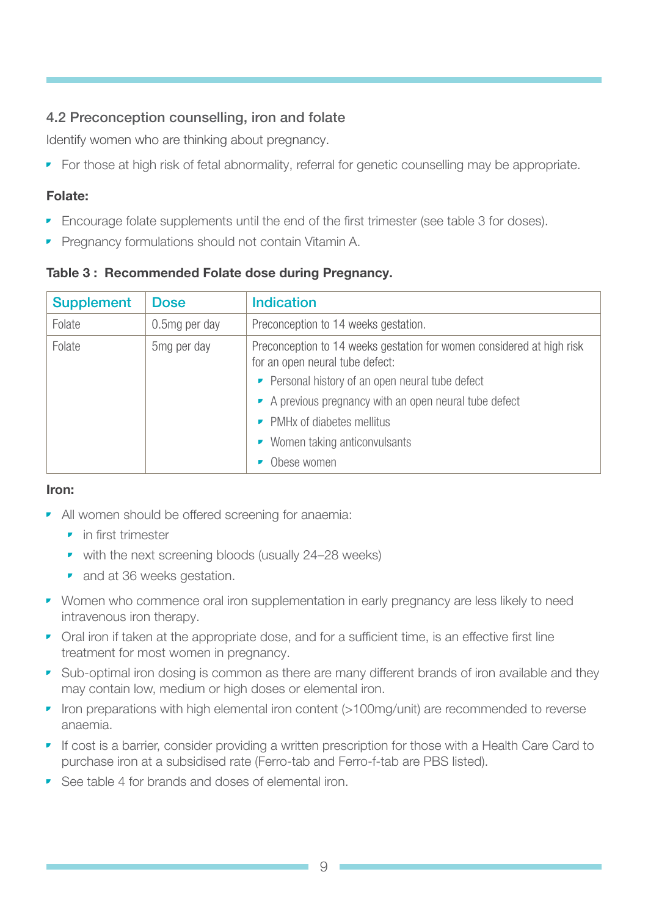## 4.2 Preconception counselling, iron and folate

Identify women who are thinking about pregnancy.

- For those at high risk of fetal abnormality, referral for genetic counselling may be appropriate.

**Folate:**

- Encourage folate supplements until the end of the first trimester (see table 3 for doses).
- Pregnancy formulations should not contain Vitamin A.

**Table 3 : Recommended Folate dose during Pregnancy.**

| Supplement | Dose | Indication |
|---|---|---|
| Folate | 0.5mg per day | Preconception to 14 weeks gestation. |
| Folate | 5mg per day | Preconception to 14 weeks gestation for women considered at high risk for an open neural tube defect: <br>• Personal history of an open neural tube defect <br>• A previous pregnancy with an open neural tube defect <br>• PMHx of diabetes mellitus <br>• Women taking anticonvulsants <br>• Obese women |

**Iron:**

- All women should be offered screening for anaemia:
  - in first trimester
  - with the next screening bloods (usually 24–28 weeks)
  - and at 36 weeks gestation.
- Women who commence oral iron supplementation in early pregnancy are less likely to need intravenous iron therapy.
- Oral iron if taken at the appropriate dose, and for a sufficient time, is an effective first line treatment for most women in pregnancy.
- Sub-optimal iron dosing is common as there are many different brands of iron available and they may contain low, medium or high doses or elemental iron.
- Iron preparations with high elemental iron content (>100mg/unit) are recommended to reverse anaemia.
- If cost is a barrier, consider providing a written prescription for those with a Health Care Card to purchase iron at a subsidised rate (Ferro-tab and Ferro-f-tab are PBS listed).
- See table 4 for brands and doses of elemental iron.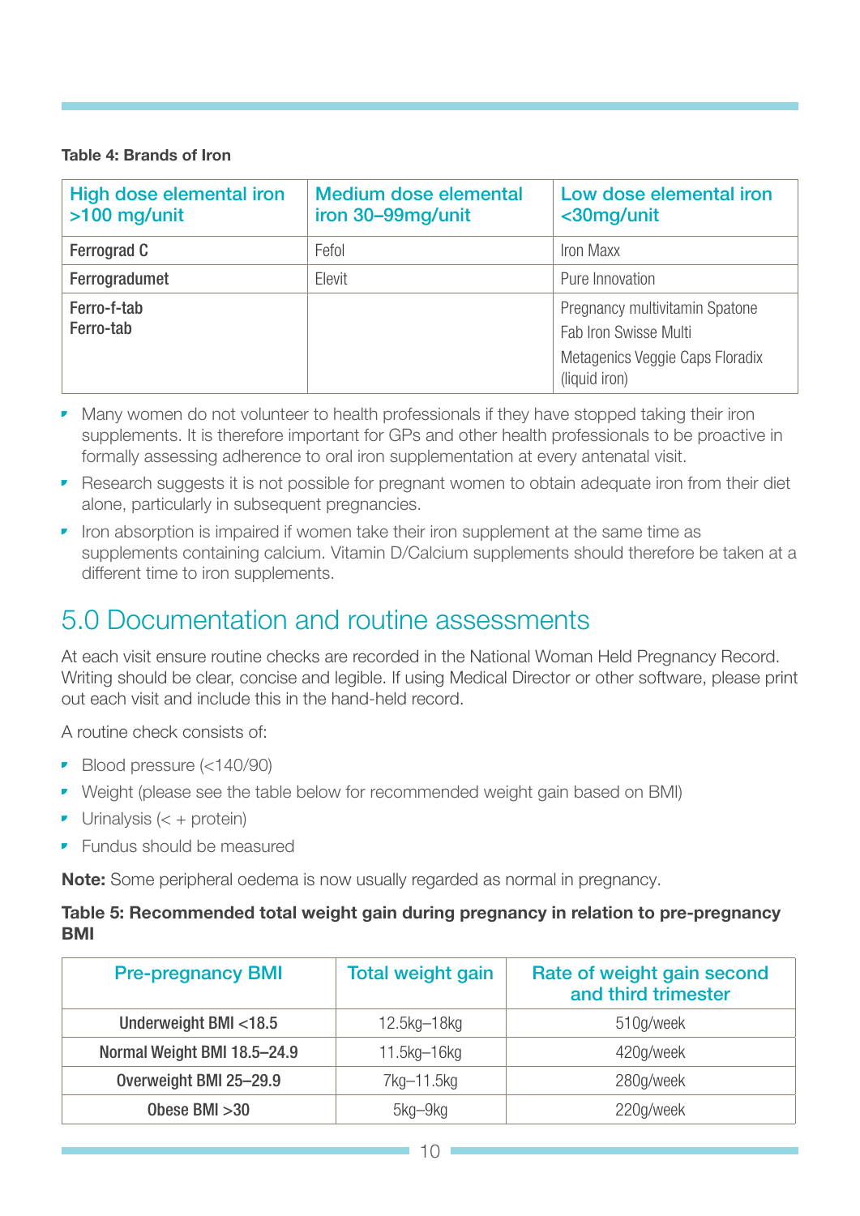**Table 4: Brands of Iron**

| High dose elemental iron >100 mg/unit | Medium dose elemental iron 30–99mg/unit | Low dose elemental iron <30mg/unit |
|---|---|---|
| Ferrograd C | Fefol | Iron Maxx |
| Ferrogradumet | Elevit | Pure Innovation |
| Ferro-f-tab<br>Ferro-tab | | Pregnancy multivitamin Spatone<br>Fab Iron Swisse Multi<br>Metagenics Veggie Caps Floradix (liquid iron) |

- Many women do not volunteer to health professionals if they have stopped taking their iron supplements. It is therefore important for GPs and other health professionals to be proactive in formally assessing adherence to oral iron supplementation at every antenatal visit.
- Research suggests it is not possible for pregnant women to obtain adequate iron from their diet alone, particularly in subsequent pregnancies.
- Iron absorption is impaired if women take their iron supplement at the same time as supplements containing calcium. Vitamin D/Calcium supplements should therefore be taken at a different time to iron supplements.

# 5.0 Documentation and routine assessments

At each visit ensure routine checks are recorded in the National Woman Held Pregnancy Record. Writing should be clear, concise and legible. If using Medical Director or other software, please print out each visit and include this in the hand-held record.

A routine check consists of:

- Blood pressure (<140/90)
- Weight (please see the table below for recommended weight gain based on BMI)
- Urinalysis (< + protein)
- Fundus should be measured

**Note:** Some peripheral oedema is now usually regarded as normal in pregnancy.

**Table 5: Recommended total weight gain during pregnancy in relation to pre-pregnancy BMI**

| Pre-pregnancy BMI | Total weight gain | Rate of weight gain second and third trimester |
|---|---|---|
| Underweight BMI <18.5 | 12.5kg–18kg | 510g/week |
| Normal Weight BMI 18.5–24.9 | 11.5kg–16kg | 420g/week |
| Overweight BMI 25–29.9 | 7kg–11.5kg | 280g/week |
| Obese BMI >30 | 5kg–9kg | 220g/week |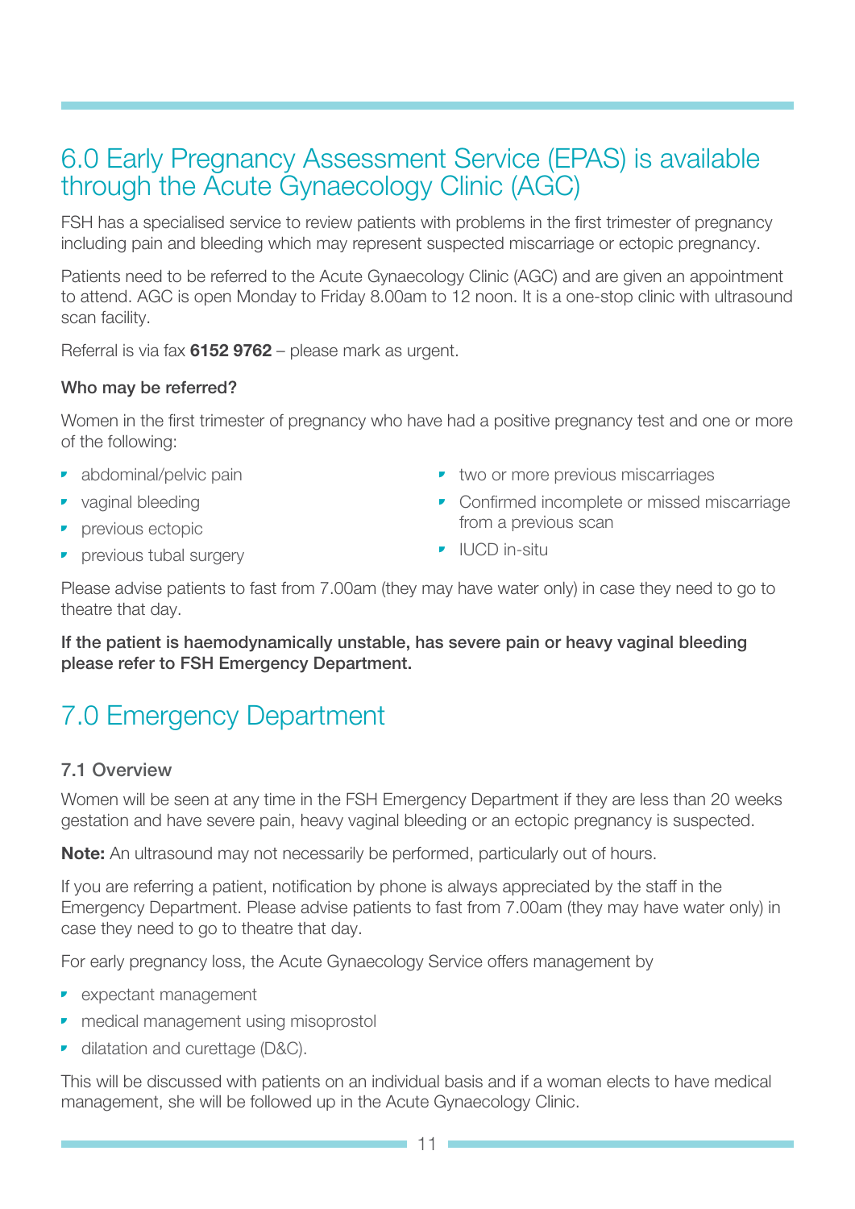## 6.0 Early Pregnancy Assessment Service (EPAS) is available through the Acute Gynaecology Clinic (AGC)

FSH has a specialised service to review patients with problems in the first trimester of pregnancy including pain and bleeding which may represent suspected miscarriage or ectopic pregnancy.

Patients need to be referred to the Acute Gynaecology Clinic (AGC) and are given an appointment to attend. AGC is open Monday to Friday 8.00am to 12 noon. It is a one-stop clinic with ultrasound scan facility.

Referral is via fax **6152 9762** – please mark as urgent.

**Who may be referred?**

Women in the first trimester of pregnancy who have had a positive pregnancy test and one or more of the following:

- abdominal/pelvic pain
- vaginal bleeding
- previous ectopic
- previous tubal surgery
- two or more previous miscarriages
- Confirmed incomplete or missed miscarriage from a previous scan
- IUCD in-situ

Please advise patients to fast from 7.00am (they may have water only) in case they need to go to theatre that day.

**If the patient is haemodynamically unstable, has severe pain or heavy vaginal bleeding please refer to FSH Emergency Department.**

## 7.0 Emergency Department

### 7.1 Overview

Women will be seen at any time in the FSH Emergency Department if they are less than 20 weeks gestation and have severe pain, heavy vaginal bleeding or an ectopic pregnancy is suspected.

**Note:** An ultrasound may not necessarily be performed, particularly out of hours.

If you are referring a patient, notification by phone is always appreciated by the staff in the Emergency Department. Please advise patients to fast from 7.00am (they may have water only) in case they need to go to theatre that day.

For early pregnancy loss, the Acute Gynaecology Service offers management by

- expectant management
- medical management using misoprostol
- dilatation and curettage (D&C).

This will be discussed with patients on an individual basis and if a woman elects to have medical management, she will be followed up in the Acute Gynaecology Clinic.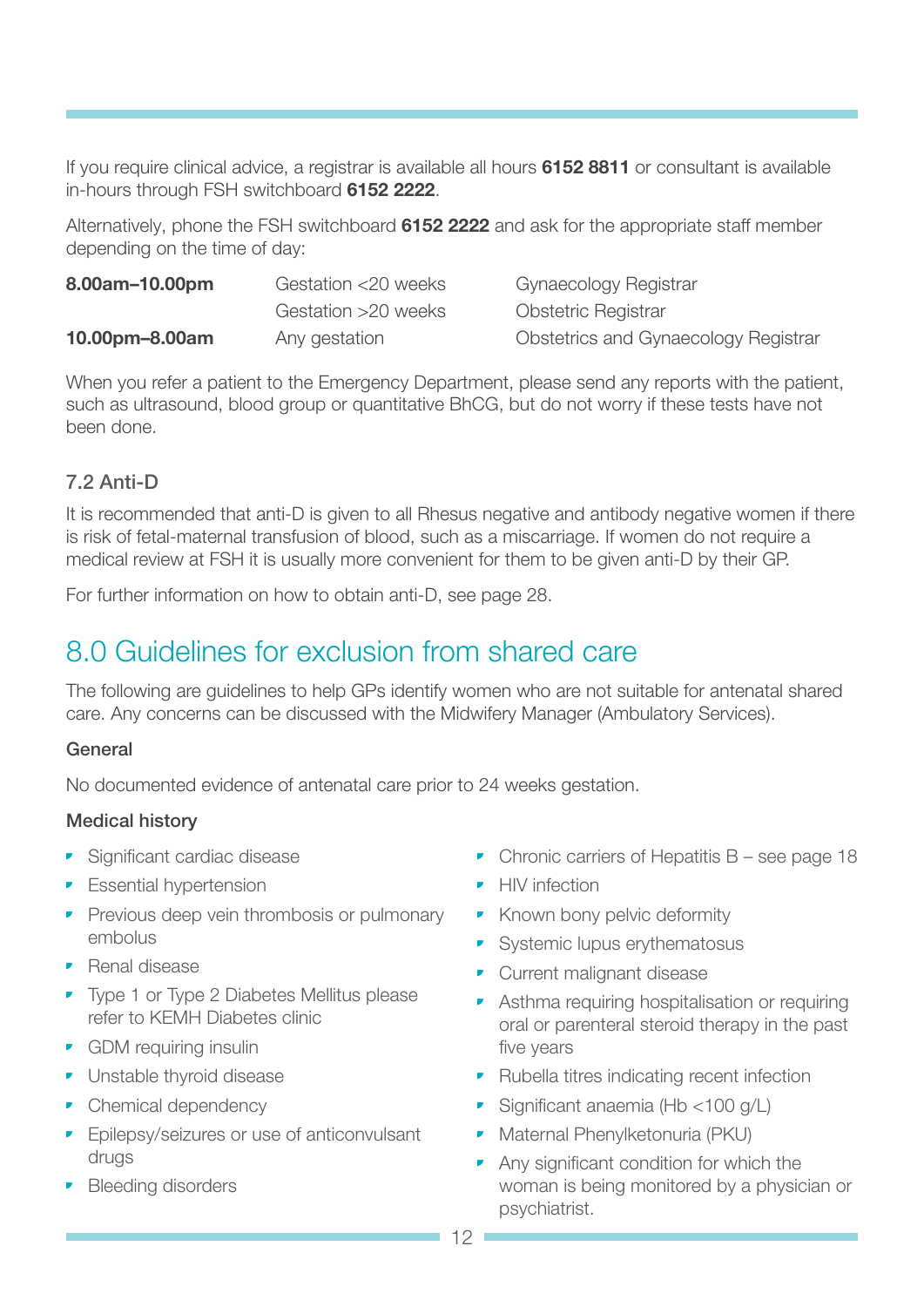If you require clinical advice, a registrar is available all hours **6152 8811** or consultant is available in-hours through FSH switchboard **6152 2222**.

Alternatively, phone the FSH switchboard **6152 2222** and ask for the appropriate staff member depending on the time of day:

| | | |
|---|---|---|
| **8.00am–10.00pm** | Gestation <20 weeks | Gynaecology Registrar |
| | Gestation >20 weeks | Obstetric Registrar |
| **10.00pm–8.00am** | Any gestation | Obstetrics and Gynaecology Registrar |

When you refer a patient to the Emergency Department, please send any reports with the patient, such as ultrasound, blood group or quantitative BhCG, but do not worry if these tests have not been done.

### 7.2 Anti-D

It is recommended that anti-D is given to all Rhesus negative and antibody negative women if there is risk of fetal-maternal transfusion of blood, such as a miscarriage. If women do not require a medical review at FSH it is usually more convenient for them to be given anti-D by their GP.

For further information on how to obtain anti-D, see page 28.

## 8.0 Guidelines for exclusion from shared care

The following are guidelines to help GPs identify women who are not suitable for antenatal shared care. Any concerns can be discussed with the Midwifery Manager (Ambulatory Services).

### General

No documented evidence of antenatal care prior to 24 weeks gestation.

### Medical history

- Significant cardiac disease
- Essential hypertension
- Previous deep vein thrombosis or pulmonary embolus
- Renal disease
- Type 1 or Type 2 Diabetes Mellitus please refer to KEMH Diabetes clinic
- GDM requiring insulin
- Unstable thyroid disease
- Chemical dependency
- Epilepsy/seizures or use of anticonvulsant drugs
- Bleeding disorders
- Chronic carriers of Hepatitis B – see page 18
- HIV infection
- Known bony pelvic deformity
- Systemic lupus erythematosus
- Current malignant disease
- Asthma requiring hospitalisation or requiring oral or parenteral steroid therapy in the past five years
- Rubella titres indicating recent infection
- Significant anaemia (Hb <100 g/L)
- Maternal Phenylketonuria (PKU)
- Any significant condition for which the woman is being monitored by a physician or psychiatrist.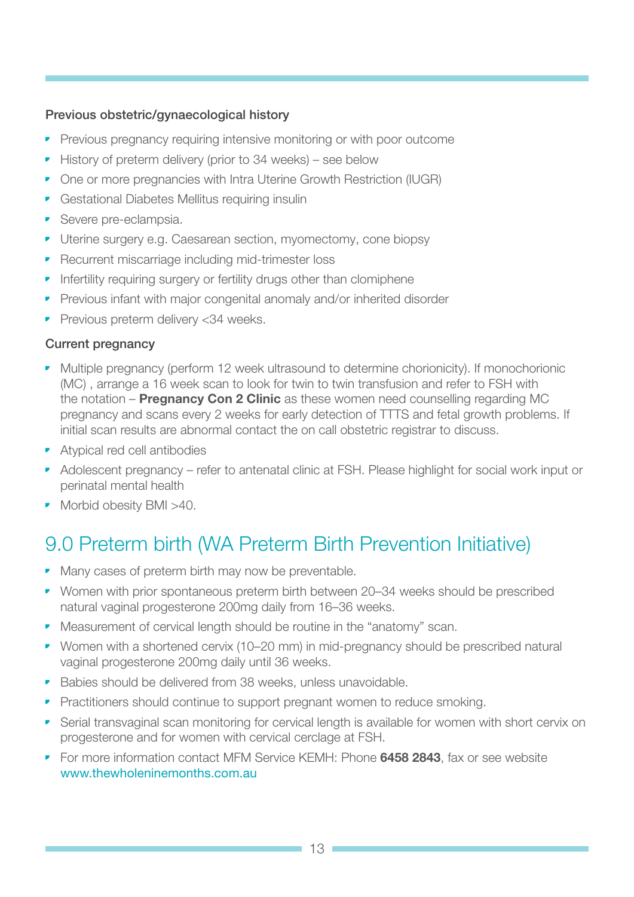#### Previous obstetric/gynaecological history

- Previous pregnancy requiring intensive monitoring or with poor outcome
- History of preterm delivery (prior to 34 weeks) – see below
- One or more pregnancies with Intra Uterine Growth Restriction (IUGR)
- Gestational Diabetes Mellitus requiring insulin
- Severe pre-eclampsia.
- Uterine surgery e.g. Caesarean section, myomectomy, cone biopsy
- Recurrent miscarriage including mid-trimester loss
- Infertility requiring surgery or fertility drugs other than clomiphene
- Previous infant with major congenital anomaly and/or inherited disorder
- Previous preterm delivery <34 weeks.

#### Current pregnancy

- Multiple pregnancy (perform 12 week ultrasound to determine chorionicity). If monochorionic (MC) , arrange a 16 week scan to look for twin to twin transfusion and refer to FSH with the notation – **Pregnancy Con 2 Clinic** as these women need counselling regarding MC pregnancy and scans every 2 weeks for early detection of TTTS and fetal growth problems. If initial scan results are abnormal contact the on call obstetric registrar to discuss.
- Atypical red cell antibodies
- Adolescent pregnancy – refer to antenatal clinic at FSH. Please highlight for social work input or perinatal mental health
- Morbid obesity BMI >40.

## 9.0 Preterm birth (WA Preterm Birth Prevention Initiative)

- Many cases of preterm birth may now be preventable.
- Women with prior spontaneous preterm birth between 20–34 weeks should be prescribed natural vaginal progesterone 200mg daily from 16–36 weeks.
- Measurement of cervical length should be routine in the "anatomy" scan.
- Women with a shortened cervix (10–20 mm) in mid-pregnancy should be prescribed natural vaginal progesterone 200mg daily until 36 weeks.
- Babies should be delivered from 38 weeks, unless unavoidable.
- Practitioners should continue to support pregnant women to reduce smoking.
- Serial transvaginal scan monitoring for cervical length is available for women with short cervix on progesterone and for women with cervical cerclage at FSH.
- For more information contact MFM Service KEMH: Phone **6458 2843**, fax or see website www.thewholeninemonths.com.au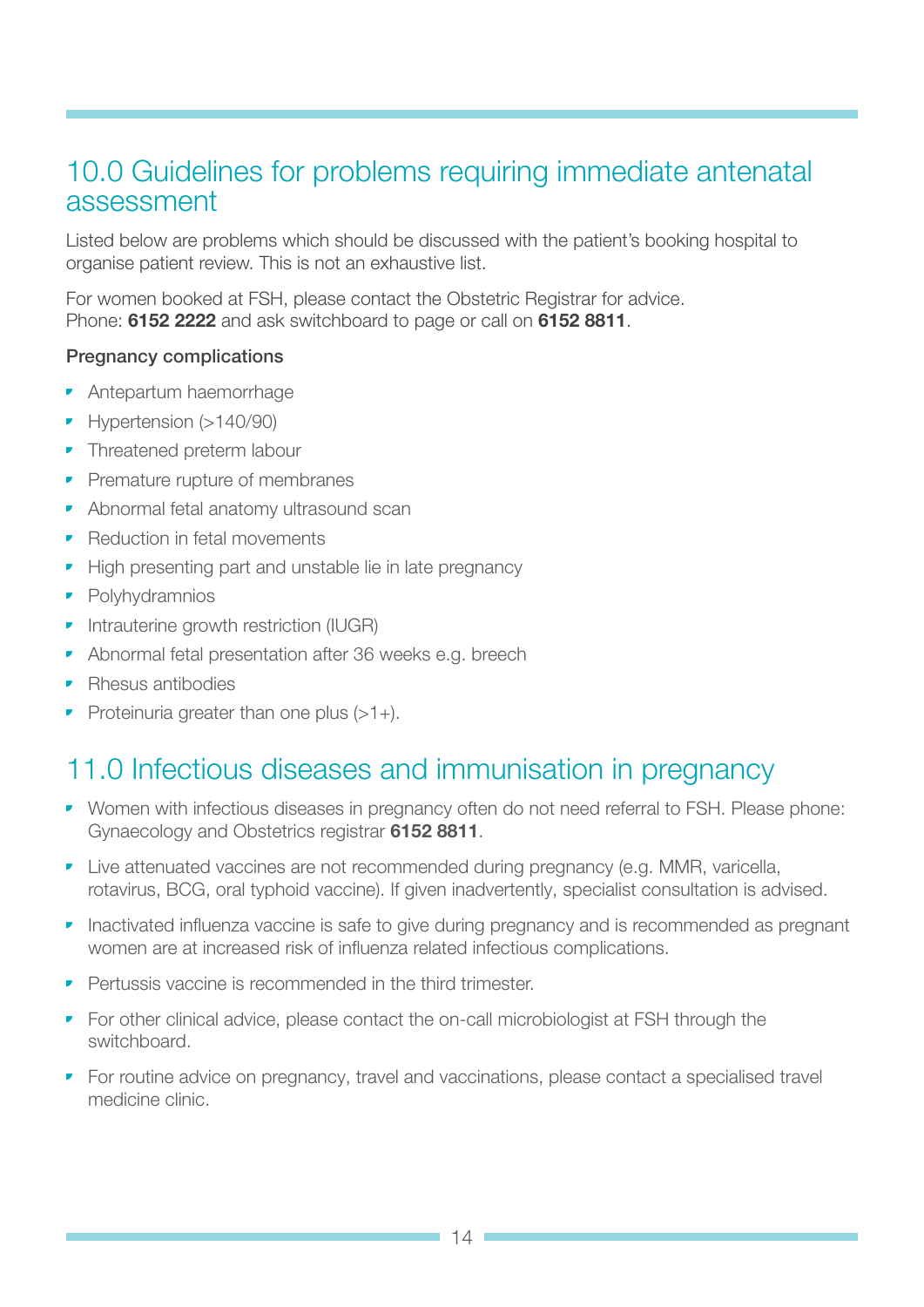## 10.0 Guidelines for problems requiring immediate antenatal assessment

Listed below are problems which should be discussed with the patient's booking hospital to organise patient review. This is not an exhaustive list.

For women booked at FSH, please contact the Obstetric Registrar for advice.
Phone: **6152 2222** and ask switchboard to page or call on **6152 8811**.

**Pregnancy complications**

- Antepartum haemorrhage
- Hypertension (>140/90)
- Threatened preterm labour
- Premature rupture of membranes
- Abnormal fetal anatomy ultrasound scan
- Reduction in fetal movements
- High presenting part and unstable lie in late pregnancy
- Polyhydramnios
- Intrauterine growth restriction (IUGR)
- Abnormal fetal presentation after 36 weeks e.g. breech
- Rhesus antibodies
- Proteinuria greater than one plus (>1+).

## 11.0 Infectious diseases and immunisation in pregnancy

- Women with infectious diseases in pregnancy often do not need referral to FSH. Please phone: Gynaecology and Obstetrics registrar **6152 8811**.
- Live attenuated vaccines are not recommended during pregnancy (e.g. MMR, varicella, rotavirus, BCG, oral typhoid vaccine). If given inadvertently, specialist consultation is advised.
- Inactivated influenza vaccine is safe to give during pregnancy and is recommended as pregnant women are at increased risk of influenza related infectious complications.
- Pertussis vaccine is recommended in the third trimester.
- For other clinical advice, please contact the on-call microbiologist at FSH through the switchboard.
- For routine advice on pregnancy, travel and vaccinations, please contact a specialised travel medicine clinic.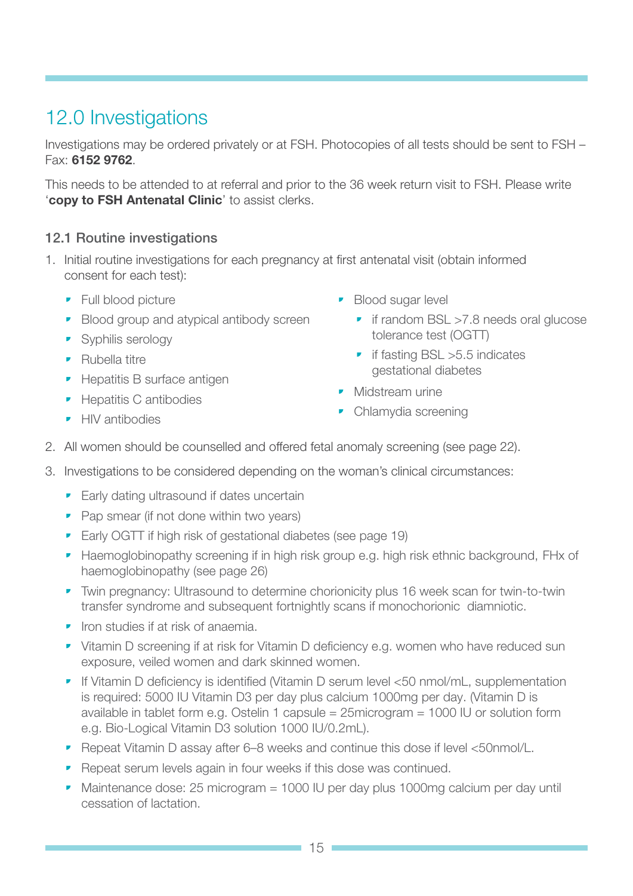## 12.0 Investigations

Investigations may be ordered privately or at FSH. Photocopies of all tests should be sent to FSH – Fax: **6152 9762**.

This needs to be attended to at referral and prior to the 36 week return visit to FSH. Please write '**copy to FSH Antenatal Clinic**' to assist clerks.

### 12.1 Routine investigations

1. Initial routine investigations for each pregnancy at first antenatal visit (obtain informed consent for each test):
   - Full blood picture
   - Blood group and atypical antibody screen
   - Syphilis serology
   - Rubella titre
   - Hepatitis B surface antigen
   - Hepatitis C antibodies
   - HIV antibodies
   - Blood sugar level
     - if random BSL >7.8 needs oral glucose tolerance test (OGTT)
     - if fasting BSL >5.5 indicates gestational diabetes
   - Midstream urine
   - Chlamydia screening
2. All women should be counselled and offered fetal anomaly screening (see page 22).
3. Investigations to be considered depending on the woman's clinical circumstances:
   - Early dating ultrasound if dates uncertain
   - Pap smear (if not done within two years)
   - Early OGTT if high risk of gestational diabetes (see page 19)
   - Haemoglobinopathy screening if in high risk group e.g. high risk ethnic background, FHx of haemoglobinopathy (see page 26)
   - Twin pregnancy: Ultrasound to determine chorionicity plus 16 week scan for twin-to-twin transfer syndrome and subsequent fortnightly scans if monochorionic diamniotic.
   - Iron studies if at risk of anaemia.
   - Vitamin D screening if at risk for Vitamin D deficiency e.g. women who have reduced sun exposure, veiled women and dark skinned women.
   - If Vitamin D deficiency is identified (Vitamin D serum level <50 nmol/mL, supplementation is required: 5000 IU Vitamin D3 per day plus calcium 1000mg per day. (Vitamin D is available in tablet form e.g. Ostelin 1 capsule = 25microgram = 1000 IU or solution form e.g. Bio-Logical Vitamin D3 solution 1000 IU/0.2mL).
   - Repeat Vitamin D assay after 6–8 weeks and continue this dose if level <50nmol/L.
   - Repeat serum levels again in four weeks if this dose was continued.
   - Maintenance dose: 25 microgram = 1000 IU per day plus 1000mg calcium per day until cessation of lactation.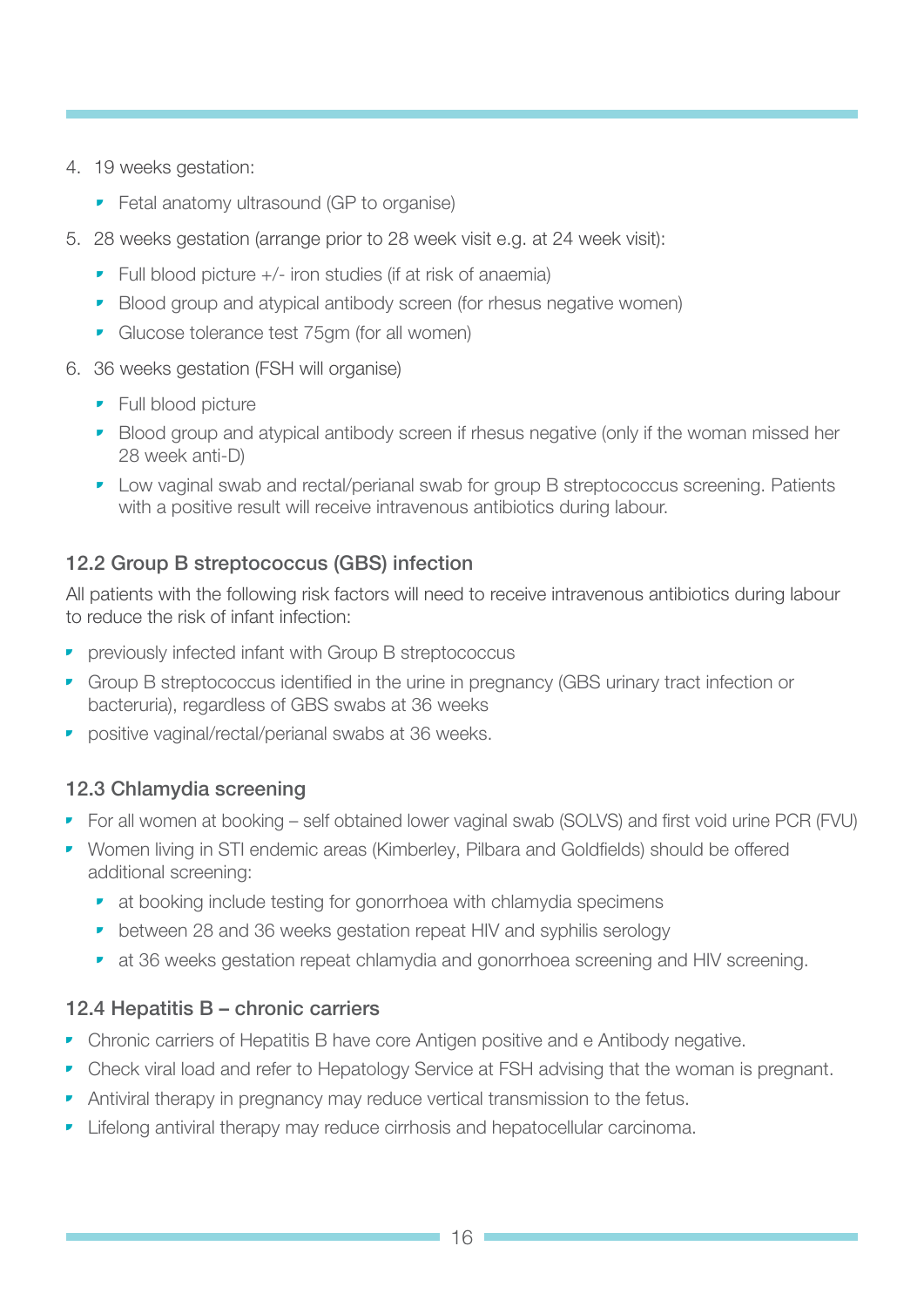4. 19 weeks gestation:
   - Fetal anatomy ultrasound (GP to organise)
5. 28 weeks gestation (arrange prior to 28 week visit e.g. at 24 week visit):
   - Full blood picture +/- iron studies (if at risk of anaemia)
   - Blood group and atypical antibody screen (for rhesus negative women)
   - Glucose tolerance test 75gm (for all women)
6. 36 weeks gestation (FSH will organise)
   - Full blood picture
   - Blood group and atypical antibody screen if rhesus negative (only if the woman missed her 28 week anti-D)
   - Low vaginal swab and rectal/perianal swab for group B streptococcus screening. Patients with a positive result will receive intravenous antibiotics during labour.

### 12.2 Group B streptococcus (GBS) infection

All patients with the following risk factors will need to receive intravenous antibiotics during labour to reduce the risk of infant infection:

- previously infected infant with Group B streptococcus
- Group B streptococcus identified in the urine in pregnancy (GBS urinary tract infection or bacteruria), regardless of GBS swabs at 36 weeks
- positive vaginal/rectal/perianal swabs at 36 weeks.

### 12.3 Chlamydia screening

- For all women at booking – self obtained lower vaginal swab (SOLVS) and first void urine PCR (FVU)
- Women living in STI endemic areas (Kimberley, Pilbara and Goldfields) should be offered additional screening:
  - at booking include testing for gonorrhoea with chlamydia specimens
  - between 28 and 36 weeks gestation repeat HIV and syphilis serology
  - at 36 weeks gestation repeat chlamydia and gonorrhoea screening and HIV screening.

### 12.4 Hepatitis B – chronic carriers

- Chronic carriers of Hepatitis B have core Antigen positive and e Antibody negative.
- Check viral load and refer to Hepatology Service at FSH advising that the woman is pregnant.
- Antiviral therapy in pregnancy may reduce vertical transmission to the fetus.
- Lifelong antiviral therapy may reduce cirrhosis and hepatocellular carcinoma.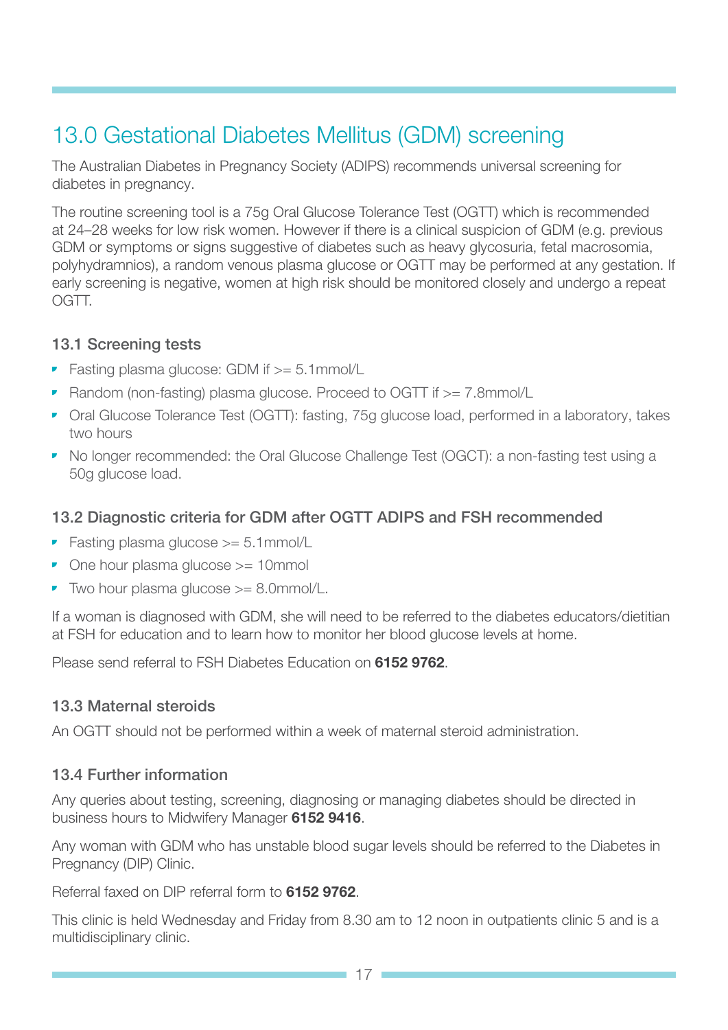# 13.0 Gestational Diabetes Mellitus (GDM) screening

The Australian Diabetes in Pregnancy Society (ADIPS) recommends universal screening for diabetes in pregnancy.

The routine screening tool is a 75g Oral Glucose Tolerance Test (OGTT) which is recommended at 24–28 weeks for low risk women. However if there is a clinical suspicion of GDM (e.g. previous GDM or symptoms or signs suggestive of diabetes such as heavy glycosuria, fetal macrosomia, polyhydramnios), a random venous plasma glucose or OGTT may be performed at any gestation. If early screening is negative, women at high risk should be monitored closely and undergo a repeat OGTT.

### 13.1 Screening tests

- Fasting plasma glucose: GDM if >= 5.1mmol/L
- Random (non-fasting) plasma glucose. Proceed to OGTT if >= 7.8mmol/L
- Oral Glucose Tolerance Test (OGTT): fasting, 75g glucose load, performed in a laboratory, takes two hours
- No longer recommended: the Oral Glucose Challenge Test (OGCT): a non-fasting test using a 50g glucose load.

### 13.2 Diagnostic criteria for GDM after OGTT ADIPS and FSH recommended

- Fasting plasma glucose >= 5.1mmol/L
- One hour plasma glucose >= 10mmol
- Two hour plasma glucose >= 8.0mmol/L.

If a woman is diagnosed with GDM, she will need to be referred to the diabetes educators/dietitian at FSH for education and to learn how to monitor her blood glucose levels at home.

Please send referral to FSH Diabetes Education on **6152 9762**.

### 13.3 Maternal steroids

An OGTT should not be performed within a week of maternal steroid administration.

### 13.4 Further information

Any queries about testing, screening, diagnosing or managing diabetes should be directed in business hours to Midwifery Manager **6152 9416**.

Any woman with GDM who has unstable blood sugar levels should be referred to the Diabetes in Pregnancy (DIP) Clinic.

Referral faxed on DIP referral form to **6152 9762**.

This clinic is held Wednesday and Friday from 8.30 am to 12 noon in outpatients clinic 5 and is a multidisciplinary clinic.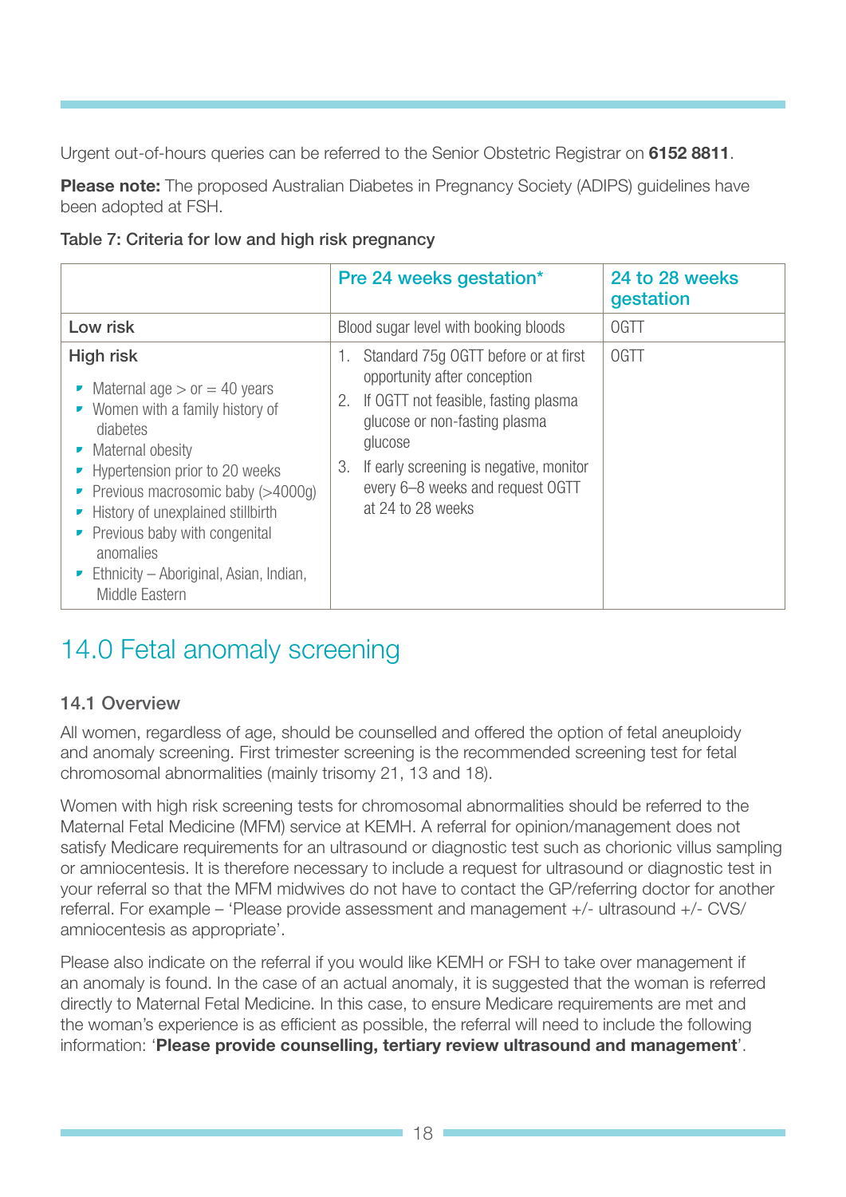Urgent out-of-hours queries can be referred to the Senior Obstetric Registrar on **6152 8811**.

**Please note:** The proposed Australian Diabetes in Pregnancy Society (ADIPS) guidelines have been adopted at FSH.

Table 7: Criteria for low and high risk pregnancy

| | Pre 24 weeks gestation* | 24 to 28 weeks gestation |
|---|---|---|
| Low risk | Blood sugar level with booking bloods | OGTT |
| High risk<br>• Maternal age > or = 40 years<br>• Women with a family history of diabetes<br>• Maternal obesity<br>• Hypertension prior to 20 weeks<br>• Previous macrosomic baby (>4000g)<br>• History of unexplained stillbirth<br>• Previous baby with congenital anomalies<br>• Ethnicity – Aboriginal, Asian, Indian, Middle Eastern | 1. Standard 75g OGTT before or at first opportunity after conception<br>2. If OGTT not feasible, fasting plasma glucose or non-fasting plasma glucose<br>3. If early screening is negative, monitor every 6–8 weeks and request OGTT at 24 to 28 weeks | OGTT |

# 14.0 Fetal anomaly screening

### 14.1 Overview

All women, regardless of age, should be counselled and offered the option of fetal aneuploidy and anomaly screening. First trimester screening is the recommended screening test for fetal chromosomal abnormalities (mainly trisomy 21, 13 and 18).

Women with high risk screening tests for chromosomal abnormalities should be referred to the Maternal Fetal Medicine (MFM) service at KEMH. A referral for opinion/management does not satisfy Medicare requirements for an ultrasound or diagnostic test such as chorionic villus sampling or amniocentesis. It is therefore necessary to include a request for ultrasound or diagnostic test in your referral so that the MFM midwives do not have to contact the GP/referring doctor for another referral. For example – 'Please provide assessment and management +/- ultrasound +/- CVS/ amniocentesis as appropriate'.

Please also indicate on the referral if you would like KEMH or FSH to take over management if an anomaly is found. In the case of an actual anomaly, it is suggested that the woman is referred directly to Maternal Fetal Medicine. In this case, to ensure Medicare requirements are met and the woman's experience is as efficient as possible, the referral will need to include the following information: '**Please provide counselling, tertiary review ultrasound and management**'.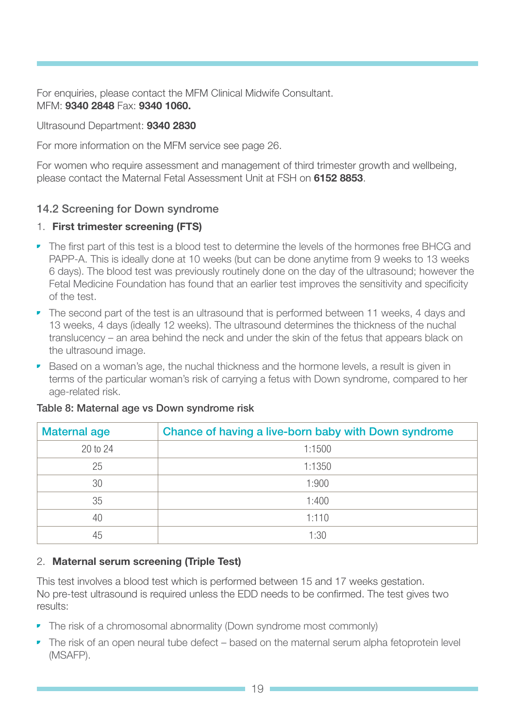For enquiries, please contact the MFM Clinical Midwife Consultant.
MFM: **9340 2848** Fax: **9340 1060.**

Ultrasound Department: **9340 2830**

For more information on the MFM service see page 26.

For women who require assessment and management of third trimester growth and wellbeing, please contact the Maternal Fetal Assessment Unit at FSH on **6152 8853**.

### 14.2 Screening for Down syndrome

1. **First trimester screening (FTS)**

- The first part of this test is a blood test to determine the levels of the hormones free BHCG and PAPP-A. This is ideally done at 10 weeks (but can be done anytime from 9 weeks to 13 weeks 6 days). The blood test was previously routinely done on the day of the ultrasound; however the Fetal Medicine Foundation has found that an earlier test improves the sensitivity and specificity of the test.
- The second part of the test is an ultrasound that is performed between 11 weeks, 4 days and 13 weeks, 4 days (ideally 12 weeks). The ultrasound determines the thickness of the nuchal translucency – an area behind the neck and under the skin of the fetus that appears black on the ultrasound image.
- Based on a woman's age, the nuchal thickness and the hormone levels, a result is given in terms of the particular woman's risk of carrying a fetus with Down syndrome, compared to her age-related risk.

**Table 8: Maternal age vs Down syndrome risk**

| Maternal age | Chance of having a live-born baby with Down syndrome |
|---|---|
| 20 to 24 | 1:1500 |
| 25 | 1:1350 |
| 30 | 1:900 |
| 35 | 1:400 |
| 40 | 1:110 |
| 45 | 1:30 |

2. **Maternal serum screening (Triple Test)**

This test involves a blood test which is performed between 15 and 17 weeks gestation. No pre-test ultrasound is required unless the EDD needs to be confirmed. The test gives two results:

- The risk of a chromosomal abnormality (Down syndrome most commonly)
- The risk of an open neural tube defect – based on the maternal serum alpha fetoprotein level (MSAFP).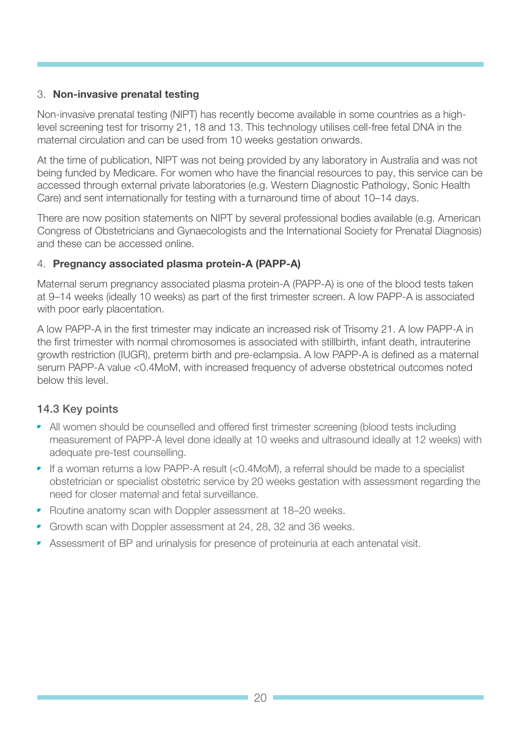3. **Non-invasive prenatal testing**

Non-invasive prenatal testing (NIPT) has recently become available in some countries as a high-level screening test for trisomy 21, 18 and 13. This technology utilises cell-free fetal DNA in the maternal circulation and can be used from 10 weeks gestation onwards.

At the time of publication, NIPT was not being provided by any laboratory in Australia and was not being funded by Medicare. For women who have the financial resources to pay, this service can be accessed through external private laboratories (e.g. Western Diagnostic Pathology, Sonic Health Care) and sent internationally for testing with a turnaround time of about 10–14 days.

There are now position statements on NIPT by several professional bodies available (e.g. American Congress of Obstetricians and Gynaecologists and the International Society for Prenatal Diagnosis) and these can be accessed online.

4. **Pregnancy associated plasma protein-A (PAPP-A)**

Maternal serum pregnancy associated plasma protein-A (PAPP-A) is one of the blood tests taken at 9–14 weeks (ideally 10 weeks) as part of the first trimester screen. A low PAPP-A is associated with poor early placentation.

A low PAPP-A in the first trimester may indicate an increased risk of Trisomy 21. A low PAPP-A in the first trimester with normal chromosomes is associated with stillbirth, infant death, intrauterine growth restriction (IUGR), preterm birth and pre-eclampsia. A low PAPP-A is defined as a maternal serum PAPP-A value <0.4MoM, with increased frequency of adverse obstetrical outcomes noted below this level.

## 14.3 Key points

- All women should be counselled and offered first trimester screening (blood tests including measurement of PAPP-A level done ideally at 10 weeks and ultrasound ideally at 12 weeks) with adequate pre-test counselling.
- If a woman returns a low PAPP-A result (<0.4MoM), a referral should be made to a specialist obstetrician or specialist obstetric service by 20 weeks gestation with assessment regarding the need for closer maternal and fetal surveillance.
- Routine anatomy scan with Doppler assessment at 18–20 weeks.
- Growth scan with Doppler assessment at 24, 28, 32 and 36 weeks.
- Assessment of BP and urinalysis for presence of proteinuria at each antenatal visit.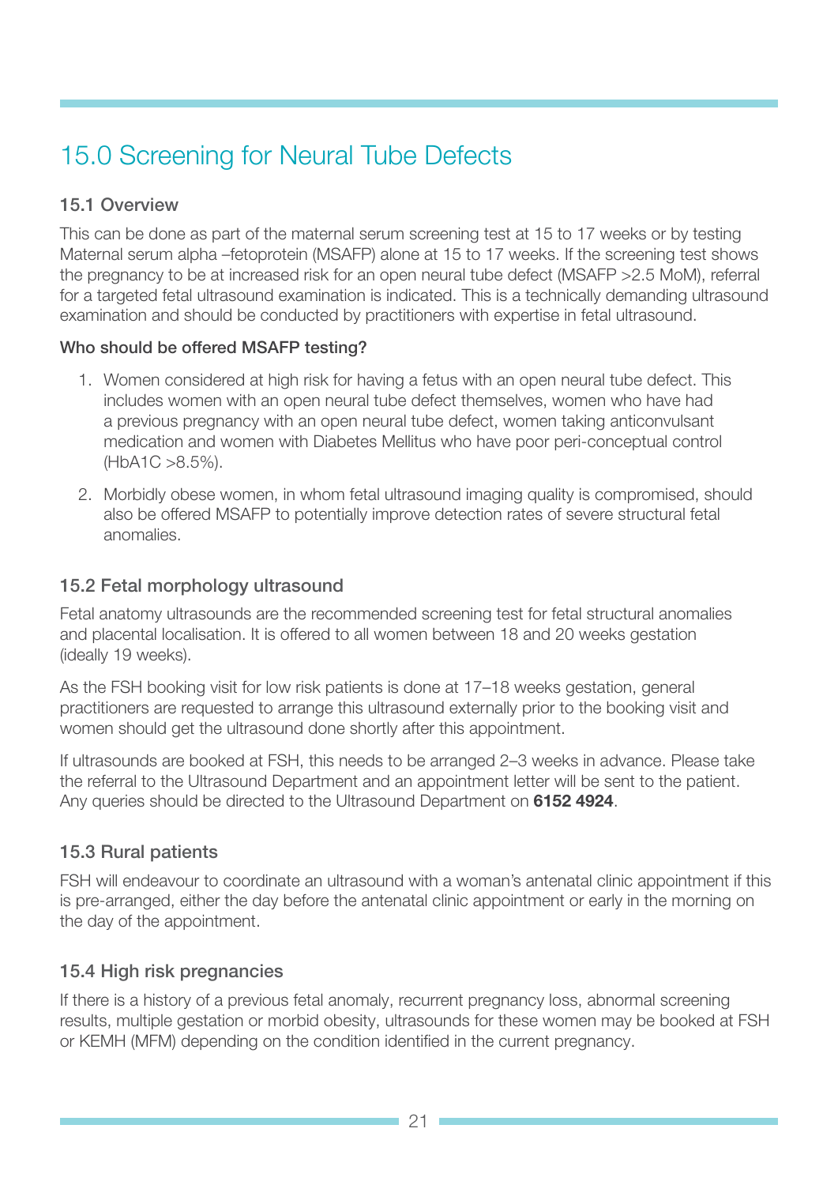# 15.0 Screening for Neural Tube Defects

### 15.1 Overview

This can be done as part of the maternal serum screening test at 15 to 17 weeks or by testing Maternal serum alpha –fetoprotein (MSAFP) alone at 15 to 17 weeks. If the screening test shows the pregnancy to be at increased risk for an open neural tube defect (MSAFP >2.5 MoM), referral for a targeted fetal ultrasound examination is indicated. This is a technically demanding ultrasound examination and should be conducted by practitioners with expertise in fetal ultrasound.

**Who should be offered MSAFP testing?**

1. Women considered at high risk for having a fetus with an open neural tube defect. This includes women with an open neural tube defect themselves, women who have had a previous pregnancy with an open neural tube defect, women taking anticonvulsant medication and women with Diabetes Mellitus who have poor peri-conceptual control (HbA1C >8.5%).
2. Morbidly obese women, in whom fetal ultrasound imaging quality is compromised, should also be offered MSAFP to potentially improve detection rates of severe structural fetal anomalies.

### 15.2 Fetal morphology ultrasound

Fetal anatomy ultrasounds are the recommended screening test for fetal structural anomalies and placental localisation. It is offered to all women between 18 and 20 weeks gestation (ideally 19 weeks).

As the FSH booking visit for low risk patients is done at 17–18 weeks gestation, general practitioners are requested to arrange this ultrasound externally prior to the booking visit and women should get the ultrasound done shortly after this appointment.

If ultrasounds are booked at FSH, this needs to be arranged 2–3 weeks in advance. Please take the referral to the Ultrasound Department and an appointment letter will be sent to the patient. Any queries should be directed to the Ultrasound Department on **6152 4924**.

### 15.3 Rural patients

FSH will endeavour to coordinate an ultrasound with a woman's antenatal clinic appointment if this is pre-arranged, either the day before the antenatal clinic appointment or early in the morning on the day of the appointment.

### 15.4 High risk pregnancies

If there is a history of a previous fetal anomaly, recurrent pregnancy loss, abnormal screening results, multiple gestation or morbid obesity, ultrasounds for these women may be booked at FSH or KEMH (MFM) depending on the condition identified in the current pregnancy.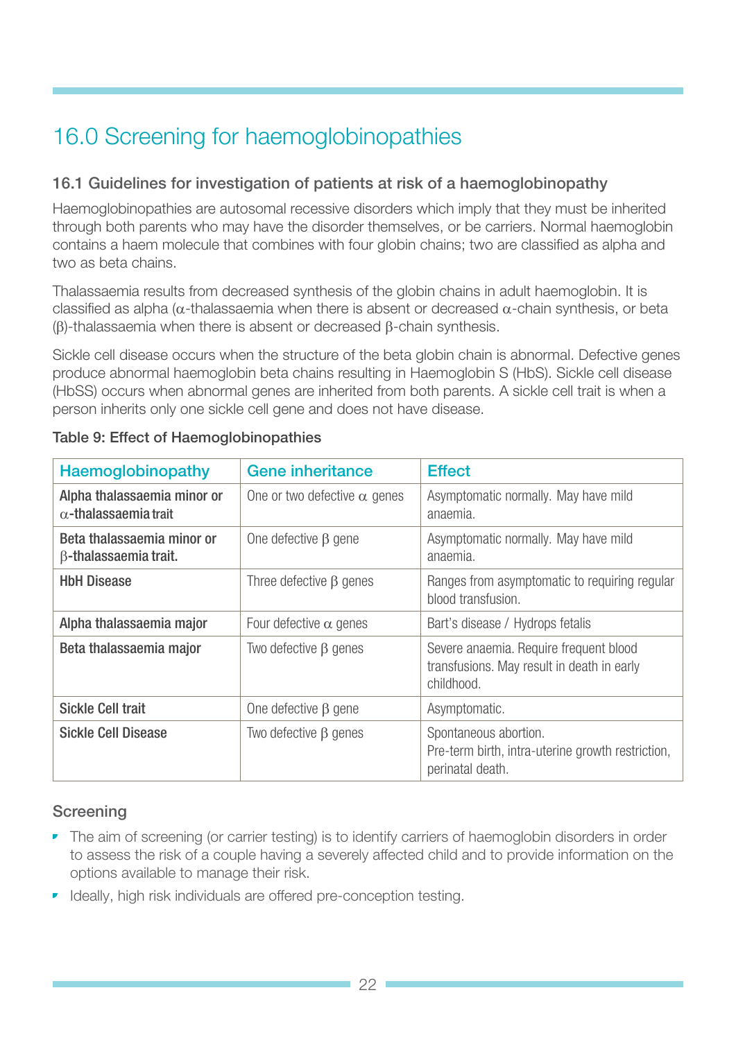# 16.0 Screening for haemoglobinopathies

### 16.1 Guidelines for investigation of patients at risk of a haemoglobinopathy

Haemoglobinopathies are autosomal recessive disorders which imply that they must be inherited through both parents who may have the disorder themselves, or be carriers. Normal haemoglobin contains a haem molecule that combines with four globin chains; two are classified as alpha and two as beta chains.

Thalassaemia results from decreased synthesis of the globin chains in adult haemoglobin. It is classified as alpha ($\alpha$-thalassaemia when there is absent or decreased $\alpha$-chain synthesis, or beta ($\beta$)-thalassaemia when there is absent or decreased $\beta$-chain synthesis.

Sickle cell disease occurs when the structure of the beta globin chain is abnormal. Defective genes produce abnormal haemoglobin beta chains resulting in Haemoglobin S (HbS). Sickle cell disease (HbSS) occurs when abnormal genes are inherited from both parents. A sickle cell trait is when a person inherits only one sickle cell gene and does not have disease.

**Table 9: Effect of Haemoglobinopathies**

| Haemoglobinopathy | Gene inheritance | Effect |
|---|---|---|
| **Alpha thalassaemia minor or $\alpha$-thalassaemia trait** | One or two defective $\alpha$ genes | Asymptomatic normally. May have mild anaemia. |
| **Beta thalassaemia minor or $\beta$-thalassaemia trait.** | One defective $\beta$ gene | Asymptomatic normally. May have mild anaemia. |
| **HbH Disease** | Three defective $\beta$ genes | Ranges from asymptomatic to requiring regular blood transfusion. |
| **Alpha thalassaemia major** | Four defective $\alpha$ genes | Bart's disease / Hydrops fetalis |
| **Beta thalassaemia major** | Two defective $\beta$ genes | Severe anaemia. Require frequent blood transfusions. May result in death in early childhood. |
| **Sickle Cell trait** | One defective $\beta$ gene | Asymptomatic. |
| **Sickle Cell Disease** | Two defective $\beta$ genes | Spontaneous abortion. Pre-term birth, intra-uterine growth restriction, perinatal death. |

### Screening

- The aim of screening (or carrier testing) is to identify carriers of haemoglobin disorders in order to assess the risk of a couple having a severely affected child and to provide information on the options available to manage their risk.
- Ideally, high risk individuals are offered pre-conception testing.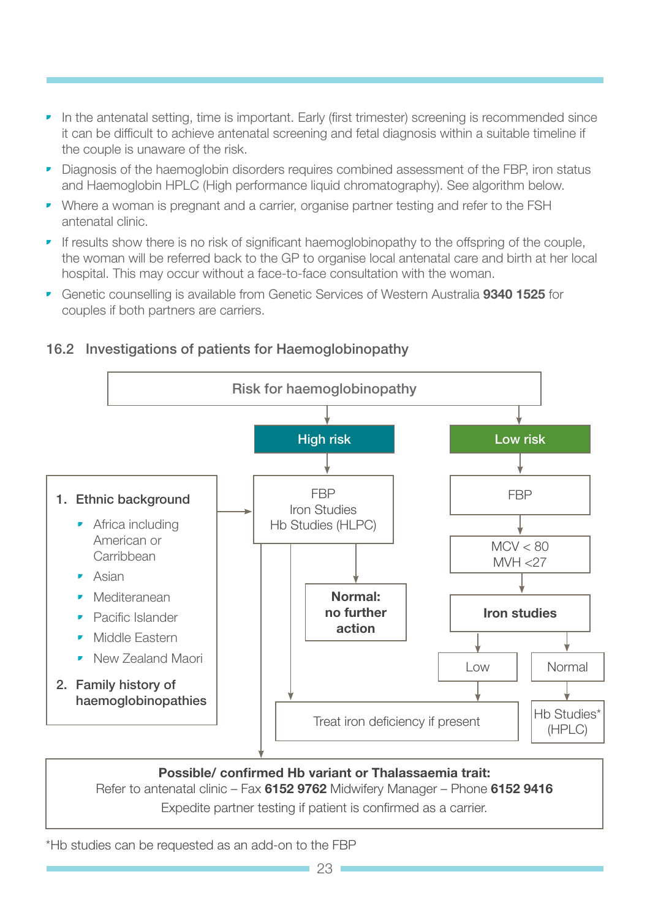- In the antenatal setting, time is important. Early (first trimester) screening is recommended since it can be difficult to achieve antenatal screening and fetal diagnosis within a suitable timeline if the couple is unaware of the risk.
- Diagnosis of the haemoglobin disorders requires combined assessment of the FBP, iron status and Haemoglobin HPLC (High performance liquid chromatography). See algorithm below.
- Where a woman is pregnant and a carrier, organise partner testing and refer to the FSH antenatal clinic.
- If results show there is no risk of significant haemoglobinopathy to the offspring of the couple, the woman will be referred back to the GP to organise local antenatal care and birth at her local hospital. This may occur without a face-to-face consultation with the woman.
- Genetic counselling is available from Genetic Services of Western Australia **9340 1525** for couples if both partners are carriers.

## 16.2 Investigations of patients for Haemoglobinopathy

**Risk for haemoglobinopathy**

**High risk**

1. **Ethnic background**
   - Africa including American or Carribbean
   - Asian
   - Mediteranean
   - Pacific Islander
   - Middle Eastern
   - New Zealand Maori
2. **Family history of haemoglobinopathies**

→ FBP, Iron Studies, Hb Studies (HLPC)
- → **Normal: no further action**
- → Treat iron deficiency if present
- → Possible/ confirmed Hb variant or Thalassaemia trait (see below)

**Low risk**

→ FBP → MCV < 80, MVH <27 → **Iron studies**
- Low → Treat iron deficiency if present
- Normal → Hb Studies* (HPLC)

**Possible/ confirmed Hb variant or Thalassaemia trait:**
Refer to antenatal clinic – Fax **6152 9762** Midwifery Manager – Phone **6152 9416**
Expedite partner testing if patient is confirmed as a carrier.

*Hb studies can be requested as an add-on to the FBP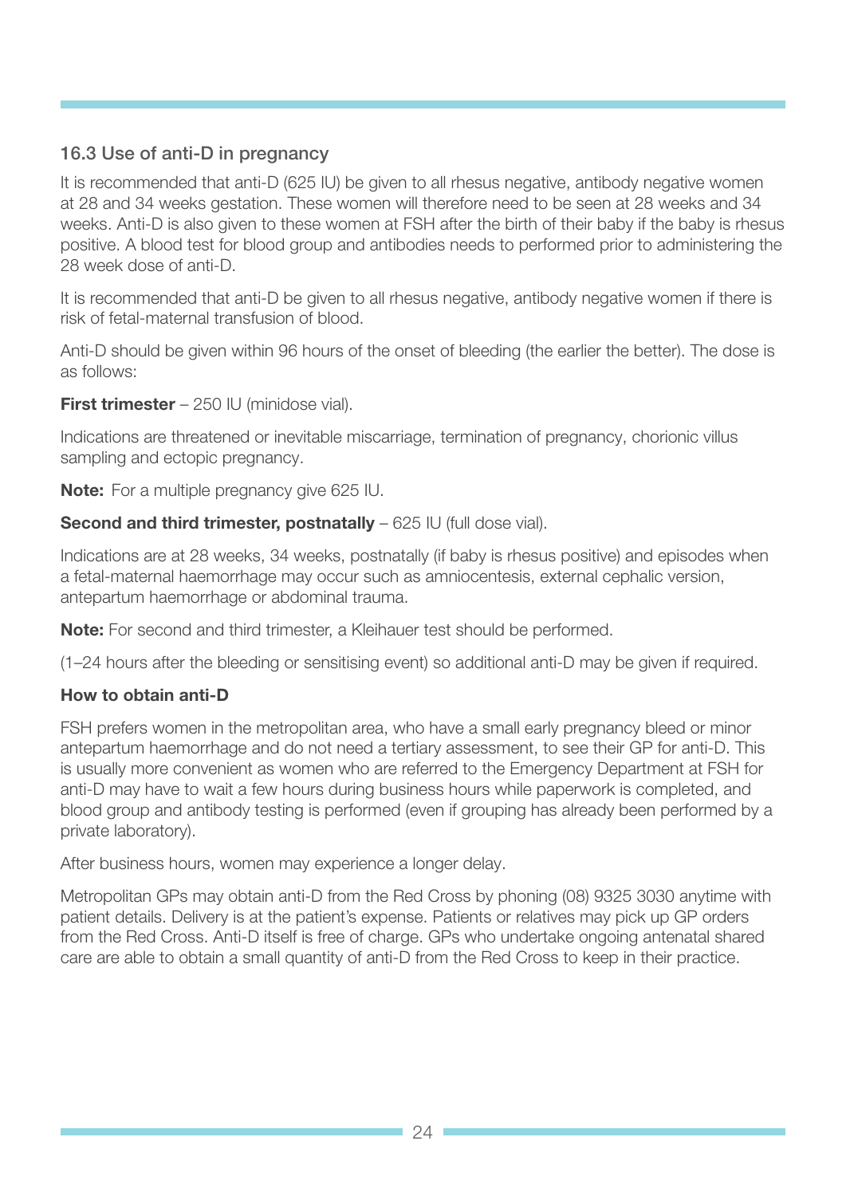### 16.3 Use of anti-D in pregnancy

It is recommended that anti-D (625 IU) be given to all rhesus negative, antibody negative women at 28 and 34 weeks gestation. These women will therefore need to be seen at 28 weeks and 34 weeks. Anti-D is also given to these women at FSH after the birth of their baby if the baby is rhesus positive. A blood test for blood group and antibodies needs to performed prior to administering the 28 week dose of anti-D.

It is recommended that anti-D be given to all rhesus negative, antibody negative women if there is risk of fetal-maternal transfusion of blood.

Anti-D should be given within 96 hours of the onset of bleeding (the earlier the better). The dose is as follows:

**First trimester** – 250 IU (minidose vial).

Indications are threatened or inevitable miscarriage, termination of pregnancy, chorionic villus sampling and ectopic pregnancy.

**Note:** For a multiple pregnancy give 625 IU.

**Second and third trimester, postnatally** – 625 IU (full dose vial).

Indications are at 28 weeks, 34 weeks, postnatally (if baby is rhesus positive) and episodes when a fetal-maternal haemorrhage may occur such as amniocentesis, external cephalic version, antepartum haemorrhage or abdominal trauma.

**Note:** For second and third trimester, a Kleihauer test should be performed.

(1–24 hours after the bleeding or sensitising event) so additional anti-D may be given if required.

**How to obtain anti-D**

FSH prefers women in the metropolitan area, who have a small early pregnancy bleed or minor antepartum haemorrhage and do not need a tertiary assessment, to see their GP for anti-D. This is usually more convenient as women who are referred to the Emergency Department at FSH for anti-D may have to wait a few hours during business hours while paperwork is completed, and blood group and antibody testing is performed (even if grouping has already been performed by a private laboratory).

After business hours, women may experience a longer delay.

Metropolitan GPs may obtain anti-D from the Red Cross by phoning (08) 9325 3030 anytime with patient details. Delivery is at the patient's expense. Patients or relatives may pick up GP orders from the Red Cross. Anti-D itself is free of charge. GPs who undertake ongoing antenatal shared care are able to obtain a small quantity of anti-D from the Red Cross to keep in their practice.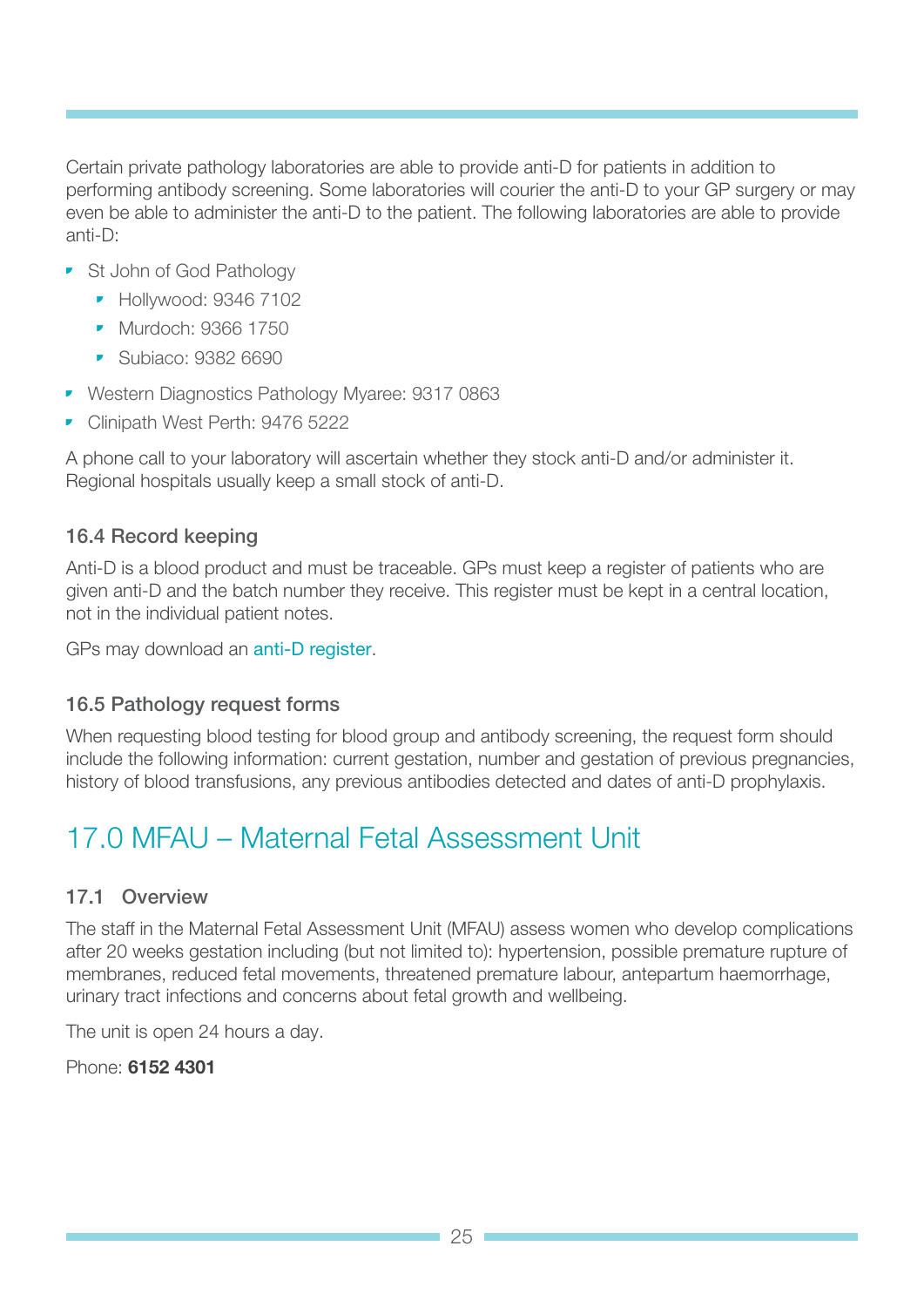Certain private pathology laboratories are able to provide anti-D for patients in addition to performing antibody screening. Some laboratories will courier the anti-D to your GP surgery or may even be able to administer the anti-D to the patient. The following laboratories are able to provide anti-D:

- St John of God Pathology
  - Hollywood: 9346 7102
  - Murdoch: 9366 1750
  - Subiaco: 9382 6690
- Western Diagnostics Pathology Myaree: 9317 0863
- Clinipath West Perth: 9476 5222

A phone call to your laboratory will ascertain whether they stock anti-D and/or administer it. Regional hospitals usually keep a small stock of anti-D.

### 16.4 Record keeping

Anti-D is a blood product and must be traceable. GPs must keep a register of patients who are given anti-D and the batch number they receive. This register must be kept in a central location, not in the individual patient notes.

GPs may download an anti-D register.

### 16.5 Pathology request forms

When requesting blood testing for blood group and antibody screening, the request form should include the following information: current gestation, number and gestation of previous pregnancies, history of blood transfusions, any previous antibodies detected and dates of anti-D prophylaxis.

## 17.0 MFAU – Maternal Fetal Assessment Unit

### 17.1 Overview

The staff in the Maternal Fetal Assessment Unit (MFAU) assess women who develop complications after 20 weeks gestation including (but not limited to): hypertension, possible premature rupture of membranes, reduced fetal movements, threatened premature labour, antepartum haemorrhage, urinary tract infections and concerns about fetal growth and wellbeing.

The unit is open 24 hours a day.

Phone: **6152 4301**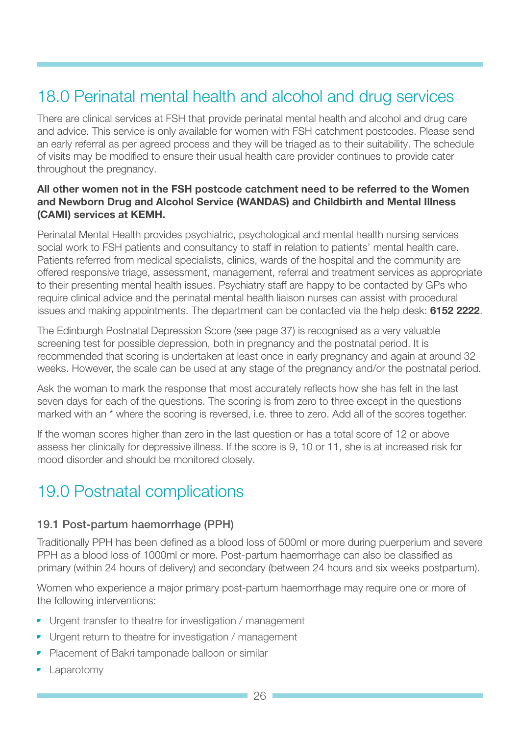# 18.0 Perinatal mental health and alcohol and drug services

There are clinical services at FSH that provide perinatal mental health and alcohol and drug care and advice. This service is only available for women with FSH catchment postcodes. Please send an early referral as per agreed process and they will be triaged as to their suitability. The schedule of visits may be modified to ensure their usual health care provider continues to provide cater throughout the pregnancy.

**All other women not in the FSH postcode catchment need to be referred to the Women and Newborn Drug and Alcohol Service (WANDAS) and Childbirth and Mental Illness (CAMI) services at KEMH.**

Perinatal Mental Health provides psychiatric, psychological and mental health nursing services social work to FSH patients and consultancy to staff in relation to patients' mental health care. Patients referred from medical specialists, clinics, wards of the hospital and the community are offered responsive triage, assessment, management, referral and treatment services as appropriate to their presenting mental health issues. Psychiatry staff are happy to be contacted by GPs who require clinical advice and the perinatal mental health liaison nurses can assist with procedural issues and making appointments. The department can be contacted via the help desk: **6152 2222**.

The Edinburgh Postnatal Depression Score (see page 37) is recognised as a very valuable screening test for possible depression, both in pregnancy and the postnatal period. It is recommended that scoring is undertaken at least once in early pregnancy and again at around 32 weeks. However, the scale can be used at any stage of the pregnancy and/or the postnatal period.

Ask the woman to mark the response that most accurately reflects how she has felt in the last seven days for each of the questions. The scoring is from zero to three except in the questions marked with an * where the scoring is reversed, i.e. three to zero. Add all of the scores together.

If the woman scores higher than zero in the last question or has a total score of 12 or above assess her clinically for depressive illness. If the score is 9, 10 or 11, she is at increased risk for mood disorder and should be monitored closely.

# 19.0 Postnatal complications

### 19.1 Post-partum haemorrhage (PPH)

Traditionally PPH has been defined as a blood loss of 500ml or more during puerperium and severe PPH as a blood loss of 1000ml or more. Post-partum haemorrhage can also be classified as primary (within 24 hours of delivery) and secondary (between 24 hours and six weeks postpartum).

Women who experience a major primary post-partum haemorrhage may require one or more of the following interventions:

- Urgent transfer to theatre for investigation / management
- Urgent return to theatre for investigation / management
- Placement of Bakri tamponade balloon or similar
- Laparotomy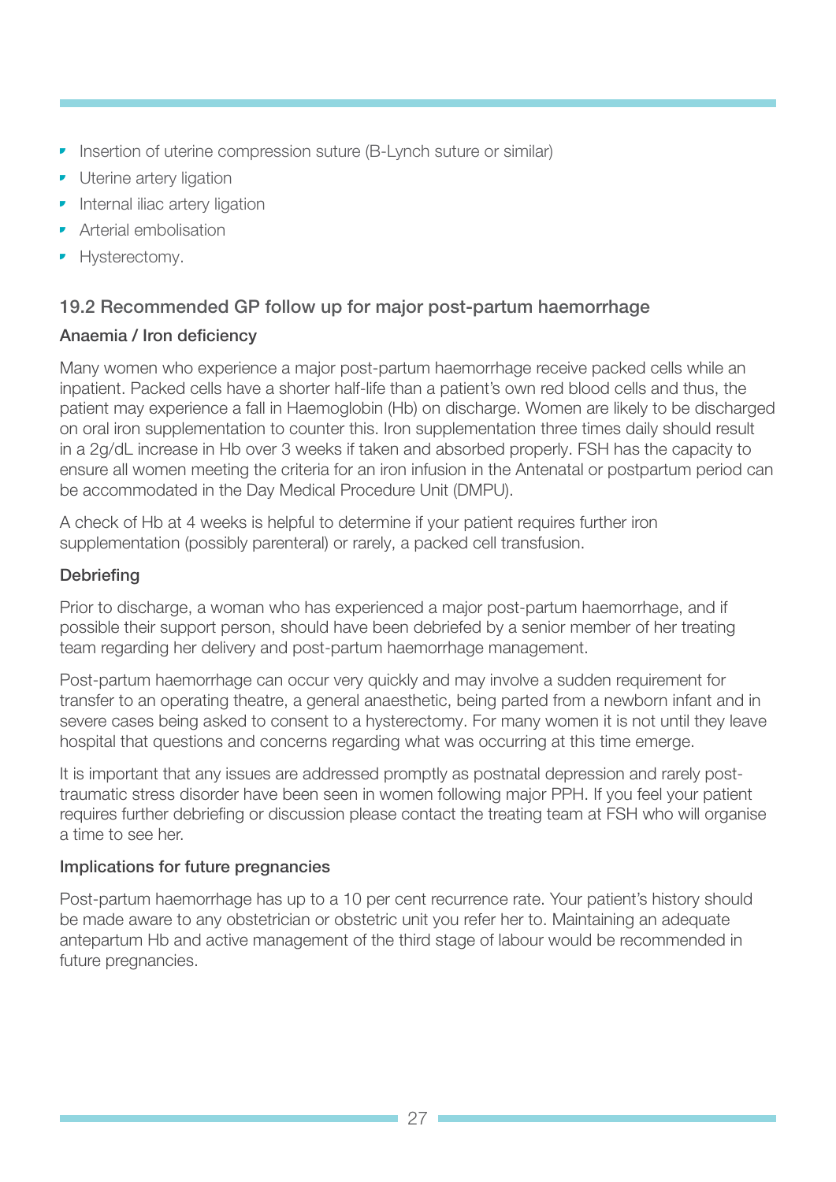- Insertion of uterine compression suture (B-Lynch suture or similar)
- Uterine artery ligation
- Internal iliac artery ligation
- Arterial embolisation
- Hysterectomy.

## 19.2 Recommended GP follow up for major post-partum haemorrhage

### Anaemia / Iron deficiency

Many women who experience a major post-partum haemorrhage receive packed cells while an inpatient. Packed cells have a shorter half-life than a patient's own red blood cells and thus, the patient may experience a fall in Haemoglobin (Hb) on discharge. Women are likely to be discharged on oral iron supplementation to counter this. Iron supplementation three times daily should result in a 2g/dL increase in Hb over 3 weeks if taken and absorbed properly. FSH has the capacity to ensure all women meeting the criteria for an iron infusion in the Antenatal or postpartum period can be accommodated in the Day Medical Procedure Unit (DMPU).

A check of Hb at 4 weeks is helpful to determine if your patient requires further iron supplementation (possibly parenteral) or rarely, a packed cell transfusion.

### Debriefing

Prior to discharge, a woman who has experienced a major post-partum haemorrhage, and if possible their support person, should have been debriefed by a senior member of her treating team regarding her delivery and post-partum haemorrhage management.

Post-partum haemorrhage can occur very quickly and may involve a sudden requirement for transfer to an operating theatre, a general anaesthetic, being parted from a newborn infant and in severe cases being asked to consent to a hysterectomy. For many women it is not until they leave hospital that questions and concerns regarding what was occurring at this time emerge.

It is important that any issues are addressed promptly as postnatal depression and rarely post-traumatic stress disorder have been seen in women following major PPH. If you feel your patient requires further debriefing or discussion please contact the treating team at FSH who will organise a time to see her.

### Implications for future pregnancies

Post-partum haemorrhage has up to a 10 per cent recurrence rate. Your patient's history should be made aware to any obstetrician or obstetric unit you refer her to. Maintaining an adequate antepartum Hb and active management of the third stage of labour would be recommended in future pregnancies.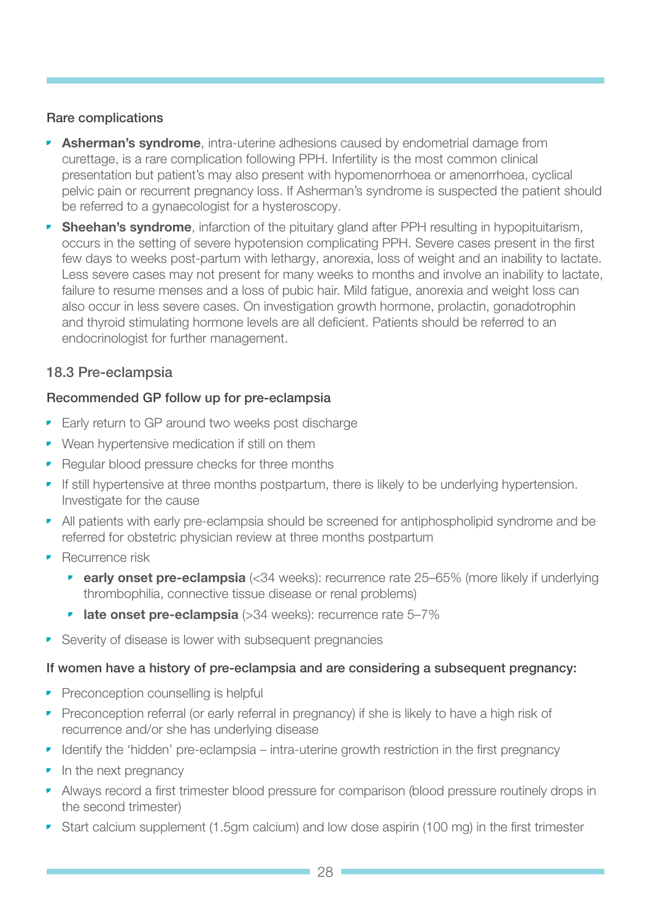#### Rare complications

- **Asherman's syndrome**, intra-uterine adhesions caused by endometrial damage from curettage, is a rare complication following PPH. Infertility is the most common clinical presentation but patient's may also present with hypomenorrhoea or amenorrhoea, cyclical pelvic pain or recurrent pregnancy loss. If Asherman's syndrome is suspected the patient should be referred to a gynaecologist for a hysteroscopy.
- **Sheehan's syndrome**, infarction of the pituitary gland after PPH resulting in hypopituitarism, occurs in the setting of severe hypotension complicating PPH. Severe cases present in the first few days to weeks post-partum with lethargy, anorexia, loss of weight and an inability to lactate. Less severe cases may not present for many weeks to months and involve an inability to lactate, failure to resume menses and a loss of pubic hair. Mild fatigue, anorexia and weight loss can also occur in less severe cases. On investigation growth hormone, prolactin, gonadotrophin and thyroid stimulating hormone levels are all deficient. Patients should be referred to an endocrinologist for further management.

## 18.3 Pre-eclampsia

#### Recommended GP follow up for pre-eclampsia

- Early return to GP around two weeks post discharge
- Wean hypertensive medication if still on them
- Regular blood pressure checks for three months
- If still hypertensive at three months postpartum, there is likely to be underlying hypertension. Investigate for the cause
- All patients with early pre-eclampsia should be screened for antiphospholipid syndrome and be referred for obstetric physician review at three months postpartum
- Recurrence risk
  - **early onset pre-eclampsia** (<34 weeks): recurrence rate 25–65% (more likely if underlying thrombophilia, connective tissue disease or renal problems)
  - **late onset pre-eclampsia** (>34 weeks): recurrence rate 5–7%
- Severity of disease is lower with subsequent pregnancies

#### If women have a history of pre-eclampsia and are considering a subsequent pregnancy:

- Preconception counselling is helpful
- Preconception referral (or early referral in pregnancy) if she is likely to have a high risk of recurrence and/or she has underlying disease
- Identify the 'hidden' pre-eclampsia – intra-uterine growth restriction in the first pregnancy
- In the next pregnancy
- Always record a first trimester blood pressure for comparison (blood pressure routinely drops in the second trimester)
- Start calcium supplement (1.5gm calcium) and low dose aspirin (100 mg) in the first trimester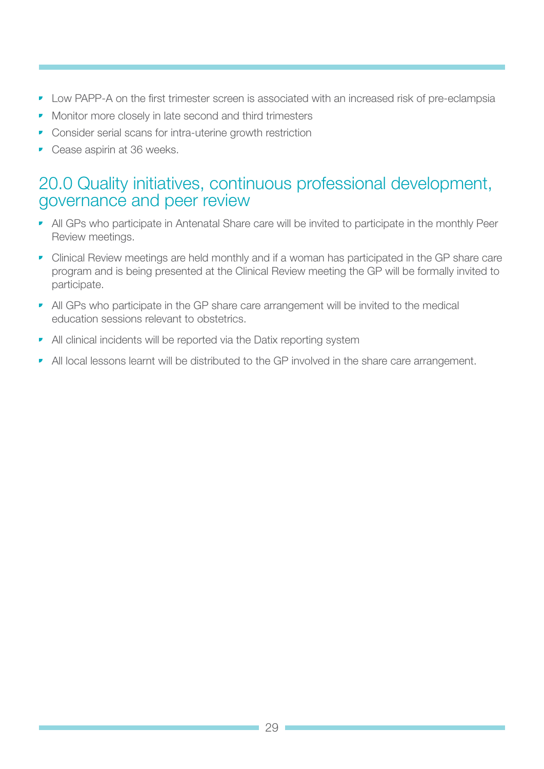- Low PAPP-A on the first trimester screen is associated with an increased risk of pre-eclampsia
- Monitor more closely in late second and third trimesters
- Consider serial scans for intra-uterine growth restriction
- Cease aspirin at 36 weeks.

## 20.0 Quality initiatives, continuous professional development, governance and peer review

- All GPs who participate in Antenatal Share care will be invited to participate in the monthly Peer Review meetings.
- Clinical Review meetings are held monthly and if a woman has participated in the GP share care program and is being presented at the Clinical Review meeting the GP will be formally invited to participate.
- All GPs who participate in the GP share care arrangement will be invited to the medical education sessions relevant to obstetrics.
- All clinical incidents will be reported via the Datix reporting system
- All local lessons learnt will be distributed to the GP involved in the share care arrangement.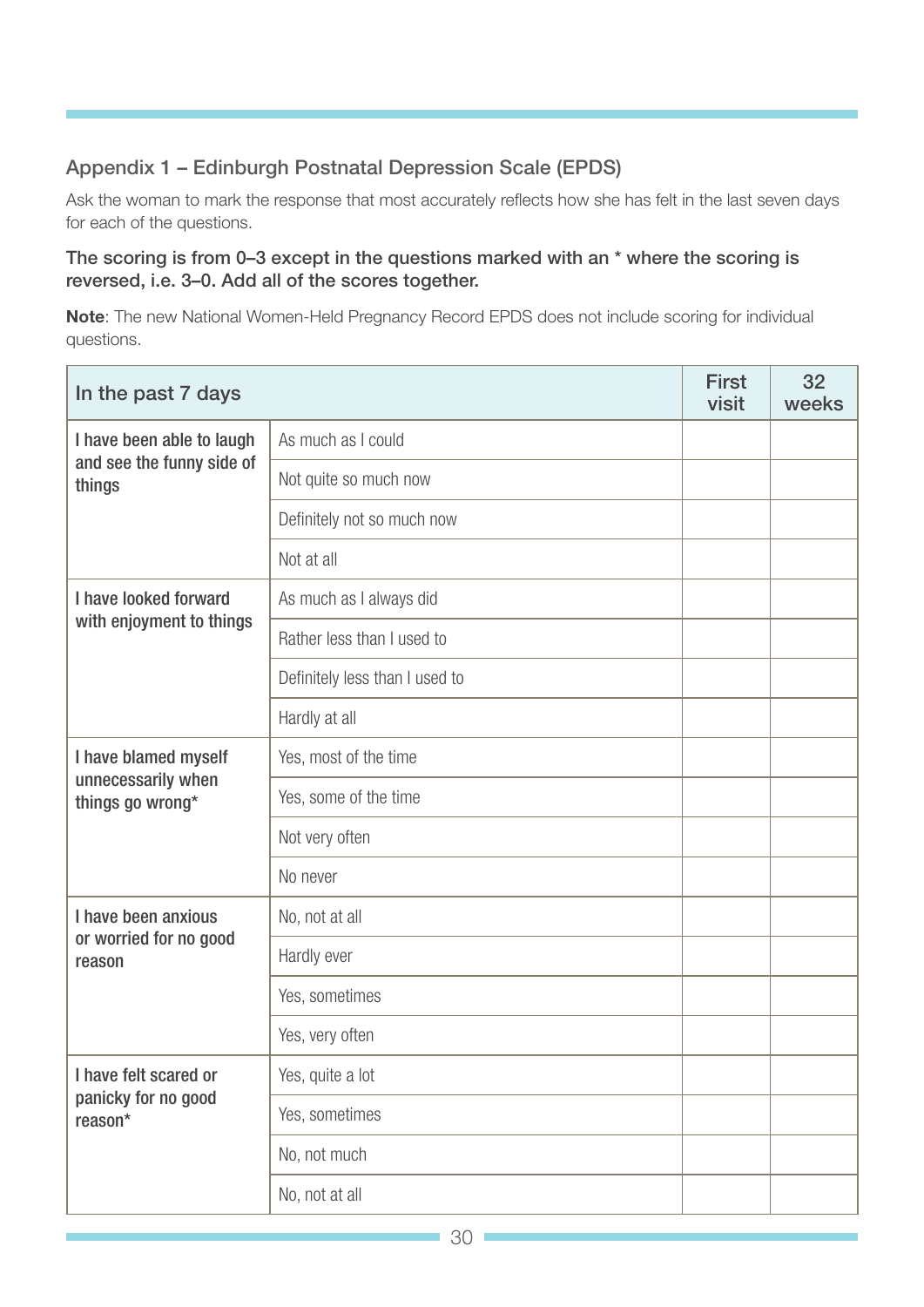## Appendix 1 – Edinburgh Postnatal Depression Scale (EPDS)

Ask the woman to mark the response that most accurately reflects how she has felt in the last seven days for each of the questions.

**The scoring is from 0–3 except in the questions marked with an * where the scoring is reversed, i.e. 3–0. Add all of the scores together.**

**Note**: The new National Women-Held Pregnancy Record EPDS does not include scoring for individual questions.

| In the past 7 days | | First visit | 32 weeks |
|---|---|---|---|
| I have been able to laugh and see the funny side of things | As much as I could | | |
| | Not quite so much now | | |
| | Definitely not so much now | | |
| | Not at all | | |
| I have looked forward with enjoyment to things | As much as I always did | | |
| | Rather less than I used to | | |
| | Definitely less than I used to | | |
| | Hardly at all | | |
| I have blamed myself unnecessarily when things go wrong* | Yes, most of the time | | |
| | Yes, some of the time | | |
| | Not very often | | |
| | No never | | |
| I have been anxious or worried for no good reason | No, not at all | | |
| | Hardly ever | | |
| | Yes, sometimes | | |
| | Yes, very often | | |
| I have felt scared or panicky for no good reason* | Yes, quite a lot | | |
| | Yes, sometimes | | |
| | No, not much | | |
| | No, not at all | | |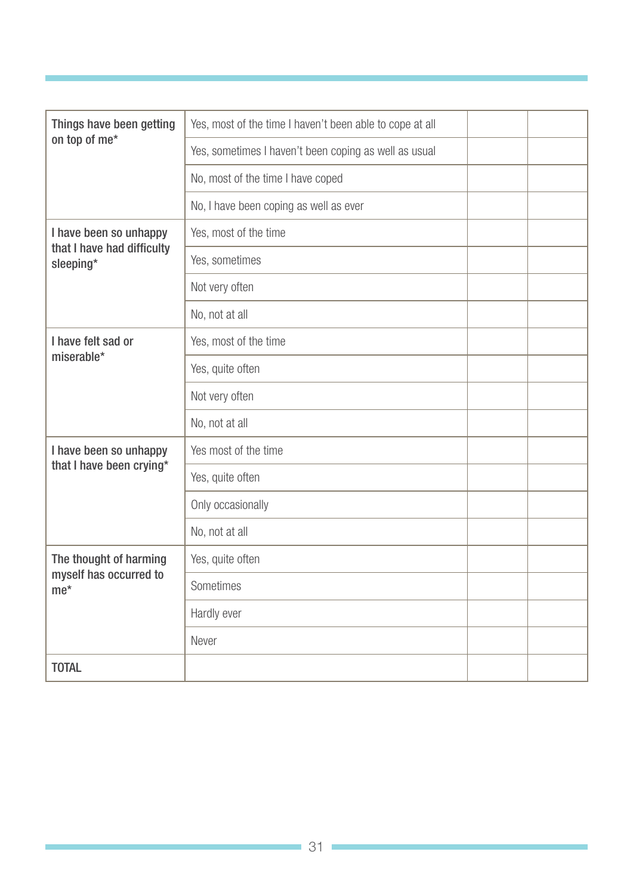| | | | |
|---|---|---|---|
| Things have been getting on top of me* | Yes, most of the time I haven't been able to cope at all | | |
| | Yes, sometimes I haven't been coping as well as usual | | |
| | No, most of the time I have coped | | |
| | No, I have been coping as well as ever | | |
| I have been so unhappy that I have had difficulty sleeping* | Yes, most of the time | | |
| | Yes, sometimes | | |
| | Not very often | | |
| | No, not at all | | |
| I have felt sad or miserable* | Yes, most of the time | | |
| | Yes, quite often | | |
| | Not very often | | |
| | No, not at all | | |
| I have been so unhappy that I have been crying* | Yes most of the time | | |
| | Yes, quite often | | |
| | Only occasionally | | |
| | No, not at all | | |
| The thought of harming myself has occurred to me* | Yes, quite often | | |
| | Sometimes | | |
| | Hardly ever | | |
| | Never | | |
| TOTAL | | | |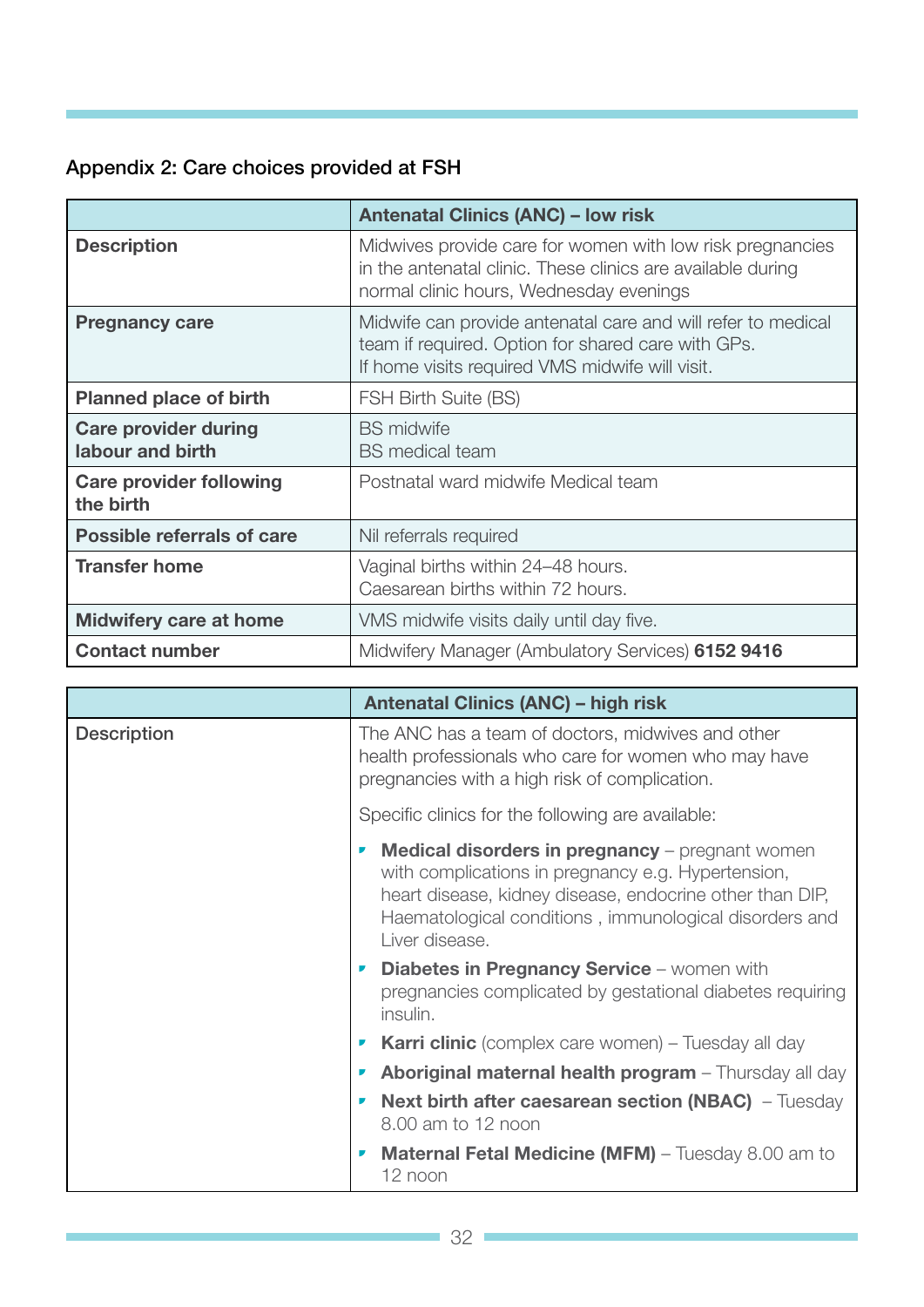## Appendix 2: Care choices provided at FSH

| | Antenatal Clinics (ANC) – low risk |
|---|---|
| **Description** | Midwives provide care for women with low risk pregnancies in the antenatal clinic. These clinics are available during normal clinic hours, Wednesday evenings |
| **Pregnancy care** | Midwife can provide antenatal care and will refer to medical team if required. Option for shared care with GPs.<br>If home visits required VMS midwife will visit. |
| **Planned place of birth** | FSH Birth Suite (BS) |
| **Care provider during labour and birth** | BS midwife<br>BS medical team |
| **Care provider following the birth** | Postnatal ward midwife Medical team |
| **Possible referrals of care** | Nil referrals required |
| **Transfer home** | Vaginal births within 24–48 hours.<br>Caesarean births within 72 hours. |
| **Midwifery care at home** | VMS midwife visits daily until day five. |
| **Contact number** | Midwifery Manager (Ambulatory Services) **6152 9416** |

| | Antenatal Clinics (ANC) – high risk |
|---|---|
| Description | The ANC has a team of doctors, midwives and other health professionals who care for women who may have pregnancies with a high risk of complication.<br><br>Specific clinics for the following are available:<br><br>• **Medical disorders in pregnancy** – pregnant women with complications in pregnancy e.g. Hypertension, heart disease, kidney disease, endocrine other than DIP, Haematological conditions , immunological disorders and Liver disease.<br>• **Diabetes in Pregnancy Service** – women with pregnancies complicated by gestational diabetes requiring insulin.<br>• **Karri clinic** (complex care women) – Tuesday all day<br>• **Aboriginal maternal health program** – Thursday all day<br>• **Next birth after caesarean section (NBAC)** – Tuesday 8.00 am to 12 noon<br>• **Maternal Fetal Medicine (MFM)** – Tuesday 8.00 am to 12 noon |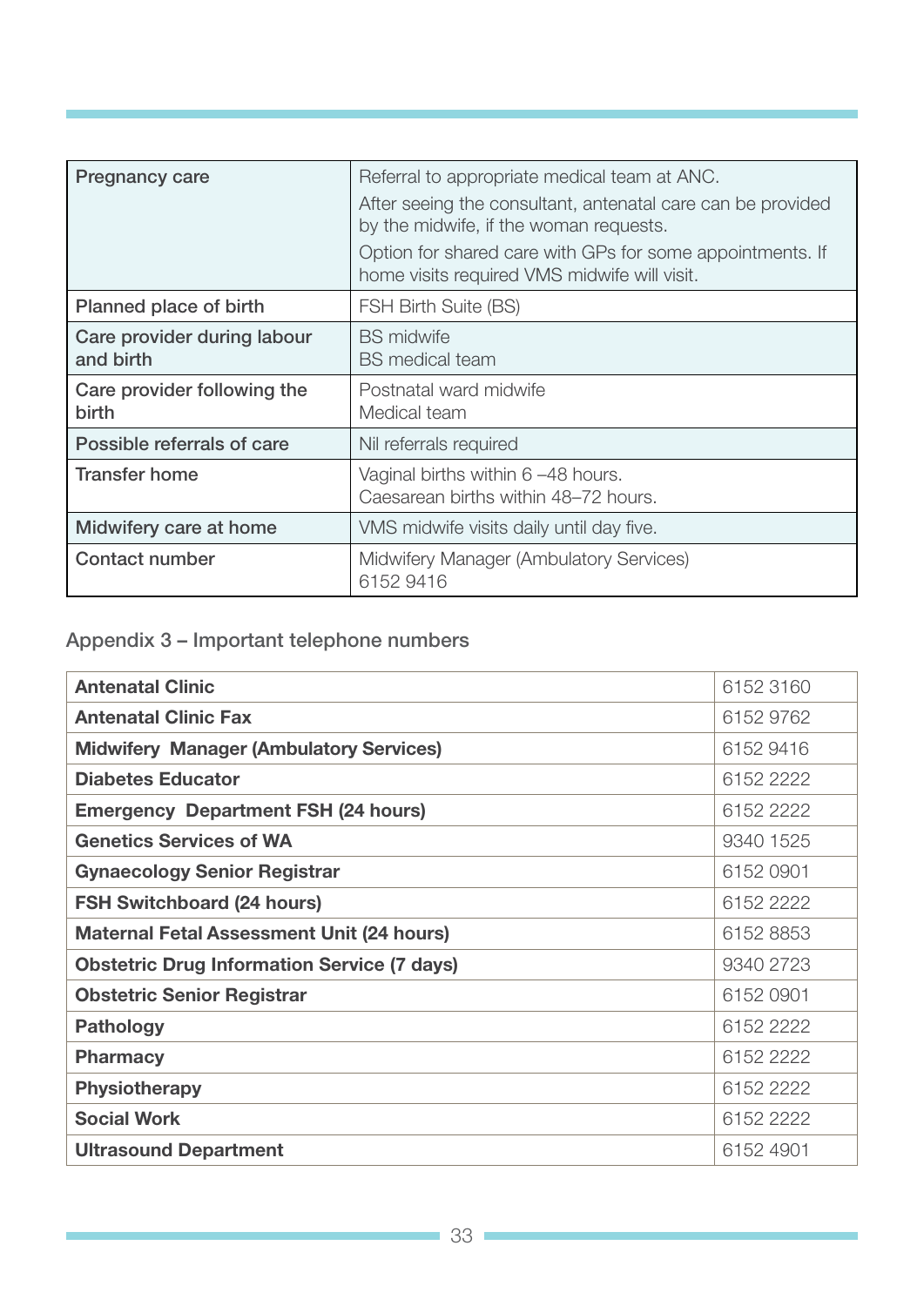| Pregnancy care | Referral to appropriate medical team at ANC.<br>After seeing the consultant, antenatal care can be provided by the midwife, if the woman requests.<br>Option for shared care with GPs for some appointments. If home visits required VMS midwife will visit. |
|---|---|
| Planned place of birth | FSH Birth Suite (BS) |
| Care provider during labour and birth | BS midwife<br>BS medical team |
| Care provider following the birth | Postnatal ward midwife<br>Medical team |
| Possible referrals of care | Nil referrals required |
| Transfer home | Vaginal births within 6 –48 hours.<br>Caesarean births within 48–72 hours. |
| Midwifery care at home | VMS midwife visits daily until day five. |
| Contact number | Midwifery Manager (Ambulatory Services)<br>6152 9416 |

## Appendix 3 – Important telephone numbers

| **Antenatal Clinic** | 6152 3160 |
|---|---|
| **Antenatal Clinic Fax** | 6152 9762 |
| **Midwifery Manager (Ambulatory Services)** | 6152 9416 |
| **Diabetes Educator** | 6152 2222 |
| **Emergency Department FSH (24 hours)** | 6152 2222 |
| **Genetics Services of WA** | 9340 1525 |
| **Gynaecology Senior Registrar** | 6152 0901 |
| **FSH Switchboard (24 hours)** | 6152 2222 |
| **Maternal Fetal Assessment Unit (24 hours)** | 6152 8853 |
| **Obstetric Drug Information Service (7 days)** | 9340 2723 |
| **Obstetric Senior Registrar** | 6152 0901 |
| **Pathology** | 6152 2222 |
| **Pharmacy** | 6152 2222 |
| **Physiotherapy** | 6152 2222 |
| **Social Work** | 6152 2222 |
| **Ultrasound Department** | 6152 4901 |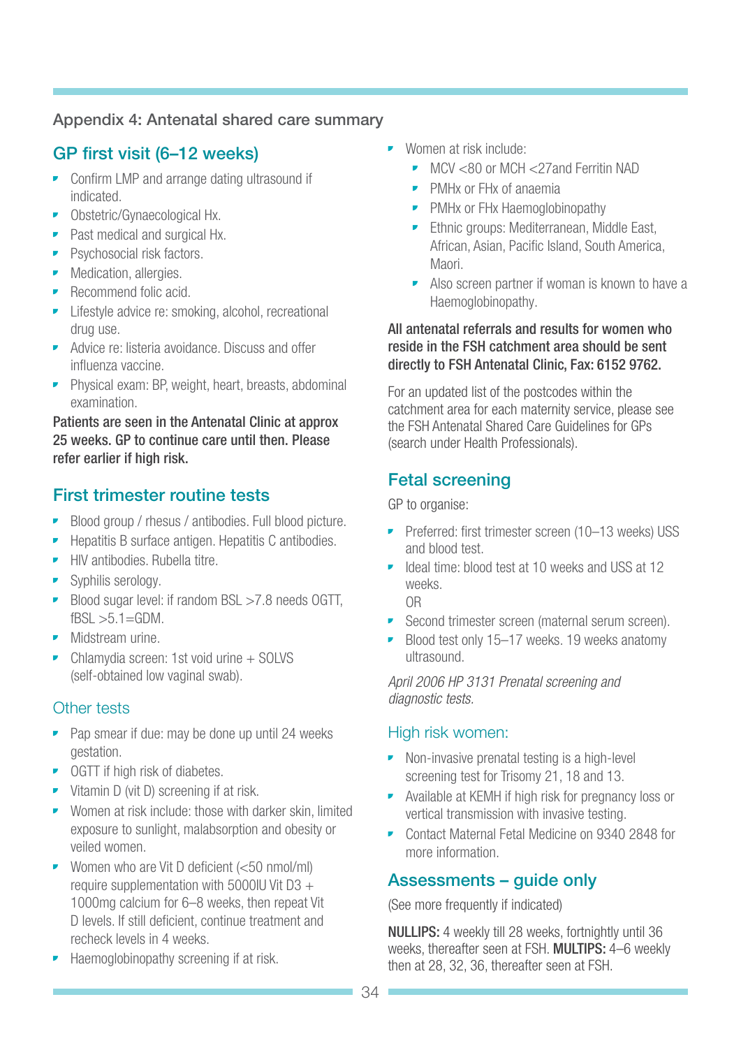Appendix 4: Antenatal shared care summary

## GP first visit (6–12 weeks)

- Confirm LMP and arrange dating ultrasound if indicated.
- Obstetric/Gynaecological Hx.
- Past medical and surgical Hx.
- Psychosocial risk factors.
- Medication, allergies.
- Recommend folic acid.
- Lifestyle advice re: smoking, alcohol, recreational drug use.
- Advice re: listeria avoidance. Discuss and offer influenza vaccine.
- Physical exam: BP, weight, heart, breasts, abdominal examination.

**Patients are seen in the Antenatal Clinic at approx 25 weeks. GP to continue care until then. Please refer earlier if high risk.**

## First trimester routine tests

- Blood group / rhesus / antibodies. Full blood picture.
- Hepatitis B surface antigen. Hepatitis C antibodies.
- HIV antibodies. Rubella titre.
- Syphilis serology.
- Blood sugar level: if random BSL >7.8 needs OGTT, fBSL >5.1=GDM.
- Midstream urine.
- Chlamydia screen: 1st void urine + SOLVS (self-obtained low vaginal swab).

### Other tests

- Pap smear if due: may be done up until 24 weeks gestation.
- OGTT if high risk of diabetes.
- Vitamin D (vit D) screening if at risk.
- Women at risk include: those with darker skin, limited exposure to sunlight, malabsorption and obesity or veiled women.
- Women who are Vit D deficient (<50 nmol/ml) require supplementation with 5000IU Vit D3 + 1000mg calcium for 6–8 weeks, then repeat Vit D levels. If still deficient, continue treatment and recheck levels in 4 weeks.
- Haemoglobinopathy screening if at risk.
- Women at risk include:
  - MCV <80 or MCH <27and Ferritin NAD
  - PMHx or FHx of anaemia
  - PMHx or FHx Haemoglobinopathy
  - Ethnic groups: Mediterranean, Middle East, African, Asian, Pacific Island, South America, Maori.
  - Also screen partner if woman is known to have a Haemoglobinopathy.

**All antenatal referrals and results for women who reside in the FSH catchment area should be sent directly to FSH Antenatal Clinic, Fax: 6152 9762.**

For an updated list of the postcodes within the catchment area for each maternity service, please see the FSH Antenatal Shared Care Guidelines for GPs (search under Health Professionals).

## Fetal screening

GP to organise:

- Preferred: first trimester screen (10–13 weeks) USS and blood test.
- Ideal time: blood test at 10 weeks and USS at 12 weeks.

  OR
- Second trimester screen (maternal serum screen).
- Blood test only 15–17 weeks. 19 weeks anatomy ultrasound.

*April 2006 HP 3131 Prenatal screening and diagnostic tests.*

### High risk women:

- Non-invasive prenatal testing is a high-level screening test for Trisomy 21, 18 and 13.
- Available at KEMH if high risk for pregnancy loss or vertical transmission with invasive testing.
- Contact Maternal Fetal Medicine on 9340 2848 for more information.

## Assessments – guide only

(See more frequently if indicated)

**NULLIPS:** 4 weekly till 28 weeks, fortnightly until 36 weeks, thereafter seen at FSH. **MULTIPS:** 4–6 weekly then at 28, 32, 36, thereafter seen at FSH.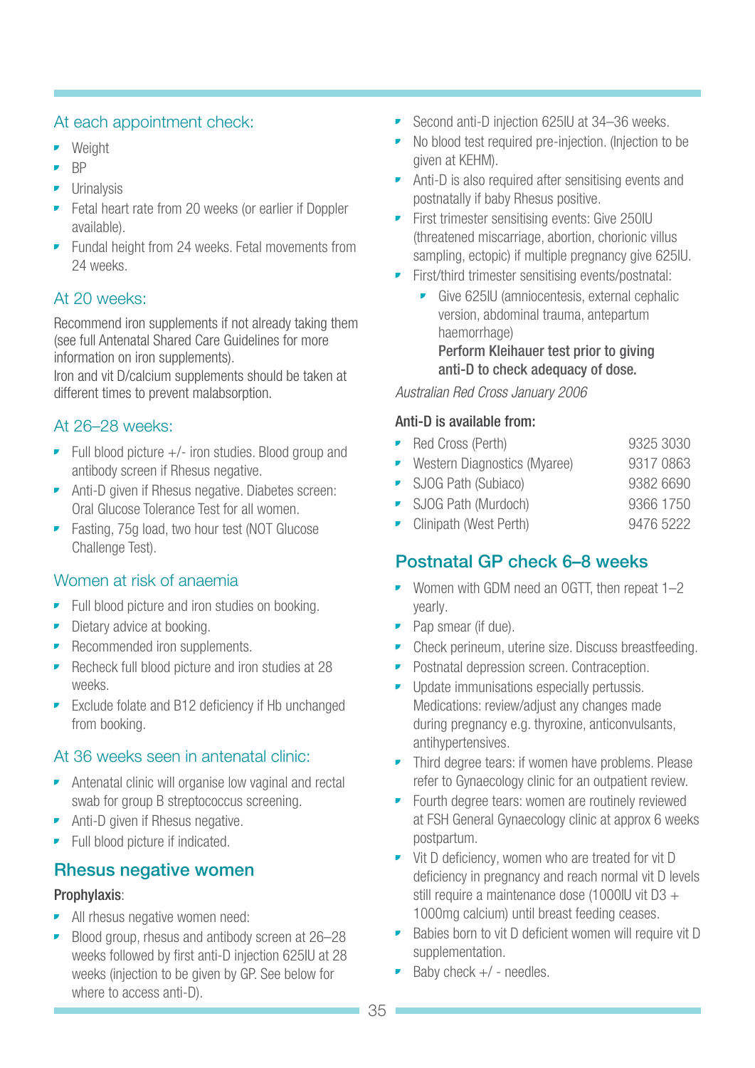### At each appointment check:

- Weight
- BP
- Urinalysis
- Fetal heart rate from 20 weeks (or earlier if Doppler available).
- Fundal height from 24 weeks. Fetal movements from 24 weeks.

### At 20 weeks:

Recommend iron supplements if not already taking them (see full Antenatal Shared Care Guidelines for more information on iron supplements).
Iron and vit D/calcium supplements should be taken at different times to prevent malabsorption.

### At 26–28 weeks:

- Full blood picture +/- iron studies. Blood group and antibody screen if Rhesus negative.
- Anti-D given if Rhesus negative. Diabetes screen: Oral Glucose Tolerance Test for all women.
- Fasting, 75g load, two hour test (NOT Glucose Challenge Test).

### Women at risk of anaemia

- Full blood picture and iron studies on booking.
- Dietary advice at booking.
- Recommended iron supplements.
- Recheck full blood picture and iron studies at 28 weeks.
- Exclude folate and B12 deficiency if Hb unchanged from booking.

### At 36 weeks seen in antenatal clinic:

- Antenatal clinic will organise low vaginal and rectal swab for group B streptococcus screening.
- Anti-D given if Rhesus negative.
- Full blood picture if indicated.

## Rhesus negative women

**Prophylaxis**:

- All rhesus negative women need:
- Blood group, rhesus and antibody screen at 26–28 weeks followed by first anti-D injection 625IU at 28 weeks (injection to be given by GP. See below for where to access anti-D).
- Second anti-D injection 625IU at 34–36 weeks.
- No blood test required pre-injection. (Injection to be given at KEHM).
- Anti-D is also required after sensitising events and postnatally if baby Rhesus positive.
- First trimester sensitising events: Give 250IU (threatened miscarriage, abortion, chorionic villus sampling, ectopic) if multiple pregnancy give 625IU.
- First/third trimester sensitising events/postnatal:
  - Give 625IU (amniocentesis, external cephalic version, abdominal trauma, antepartum haemorrhage)
    **Perform Kleihauer test prior to giving anti-D to check adequacy of dose.**

*Australian Red Cross January 2006*

**Anti-D is available from:**

- Red Cross (Perth) 9325 3030
- Western Diagnostics (Myaree) 9317 0863
- SJOG Path (Subiaco) 9382 6690
- SJOG Path (Murdoch) 9366 1750
- Clinipath (West Perth) 9476 5222

## Postnatal GP check 6–8 weeks

- Women with GDM need an OGTT, then repeat 1–2 yearly.
- Pap smear (if due).
- Check perineum, uterine size. Discuss breastfeeding.
- Postnatal depression screen. Contraception.
- Update immunisations especially pertussis. Medications: review/adjust any changes made during pregnancy e.g. thyroxine, anticonvulsants, antihypertensives.
- Third degree tears: if women have problems. Please refer to Gynaecology clinic for an outpatient review.
- Fourth degree tears: women are routinely reviewed at FSH General Gynaecology clinic at approx 6 weeks postpartum.
- Vit D deficiency, women who are treated for vit D deficiency in pregnancy and reach normal vit D levels still require a maintenance dose (1000IU vit D3 + 1000mg calcium) until breast feeding ceases.
- Babies born to vit D deficient women will require vit D supplementation.
- Baby check +/ - needles.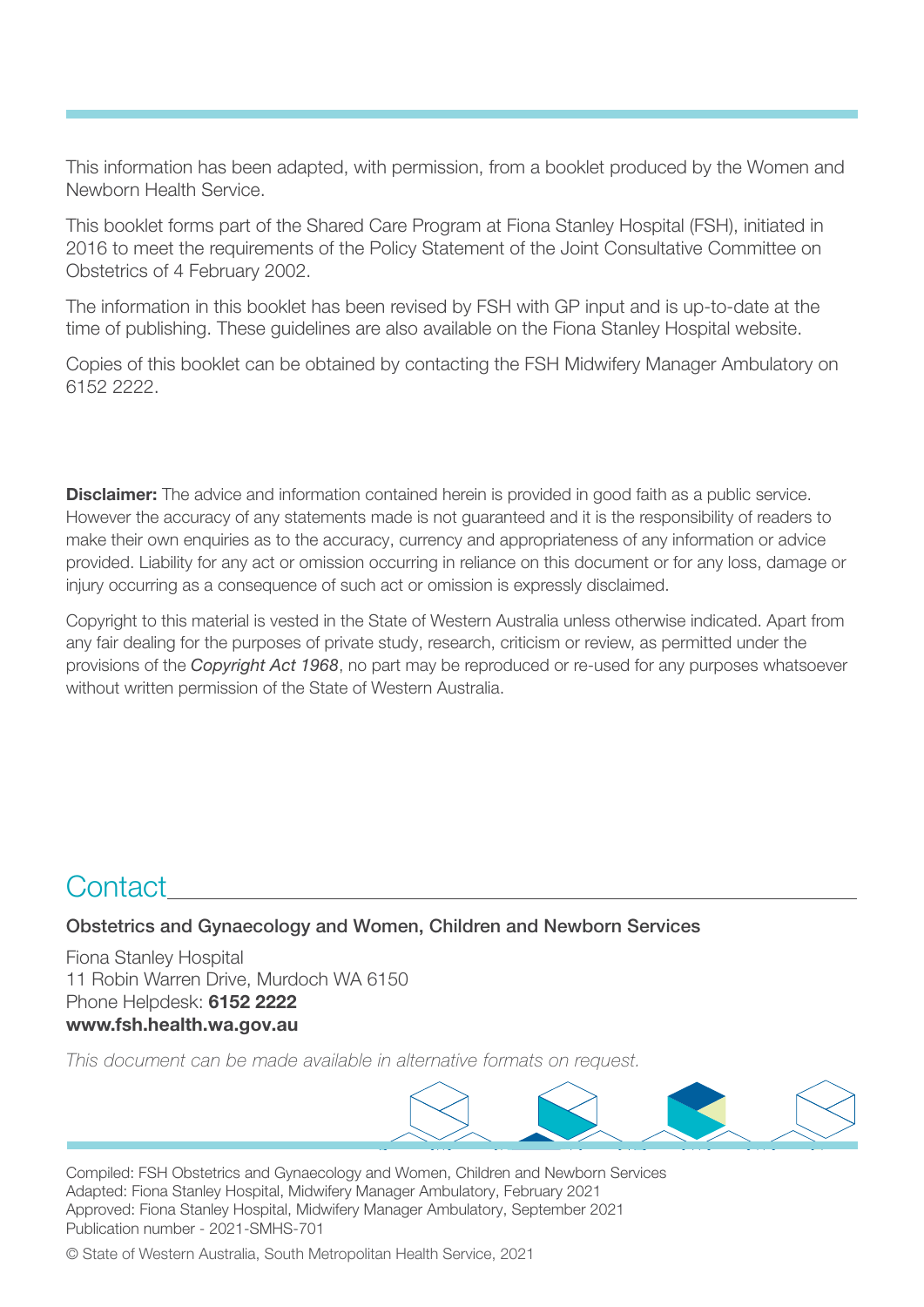This information has been adapted, with permission, from a booklet produced by the Women and Newborn Health Service.

This booklet forms part of the Shared Care Program at Fiona Stanley Hospital (FSH), initiated in 2016 to meet the requirements of the Policy Statement of the Joint Consultative Committee on Obstetrics of 4 February 2002.

The information in this booklet has been revised by FSH with GP input and is up-to-date at the time of publishing. These guidelines are also available on the Fiona Stanley Hospital website.

Copies of this booklet can be obtained by contacting the FSH Midwifery Manager Ambulatory on 6152 2222.

**Disclaimer:** The advice and information contained herein is provided in good faith as a public service. However the accuracy of any statements made is not guaranteed and it is the responsibility of readers to make their own enquiries as to the accuracy, currency and appropriateness of any information or advice provided. Liability for any act or omission occurring in reliance on this document or for any loss, damage or injury occurring as a consequence of such act or omission is expressly disclaimed.

Copyright to this material is vested in the State of Western Australia unless otherwise indicated. Apart from any fair dealing for the purposes of private study, research, criticism or review, as permitted under the provisions of the *Copyright Act 1968*, no part may be reproduced or re-used for any purposes whatsoever without written permission of the State of Western Australia.

## Contact

**Obstetrics and Gynaecology and Women, Children and Newborn Services**

Fiona Stanley Hospital
11 Robin Warren Drive, Murdoch WA 6150
Phone Helpdesk: **6152 2222**
**www.fsh.health.wa.gov.au**

*This document can be made available in alternative formats on request.*

Compiled: FSH Obstetrics and Gynaecology and Women, Children and Newborn Services
Adapted: Fiona Stanley Hospital, Midwifery Manager Ambulatory, February 2021
Approved: Fiona Stanley Hospital, Midwifery Manager Ambulatory, September 2021
Publication number - 2021-SMHS-701

© State of Western Australia, South Metropolitan Health Service, 2021